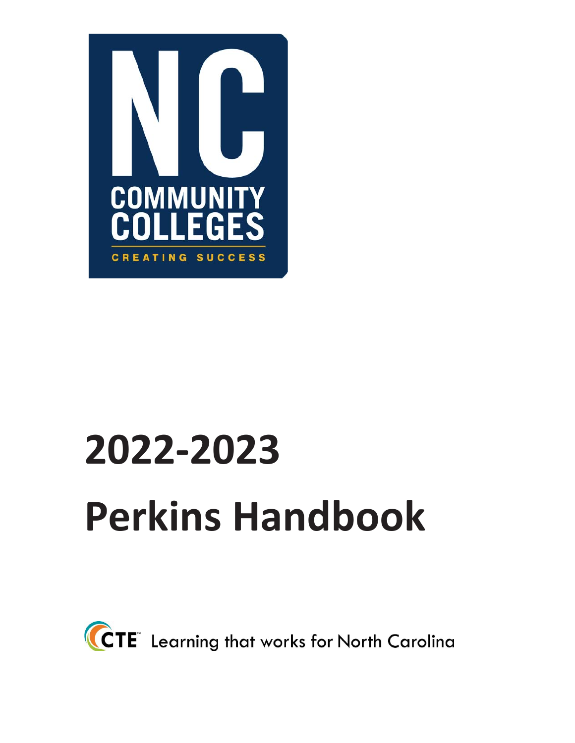NC COMMUNITY COLLEGES

CREATING SUCCESS

# 2022-2023

# Perkins Handbook

CTE™ Learning that works for North Carolina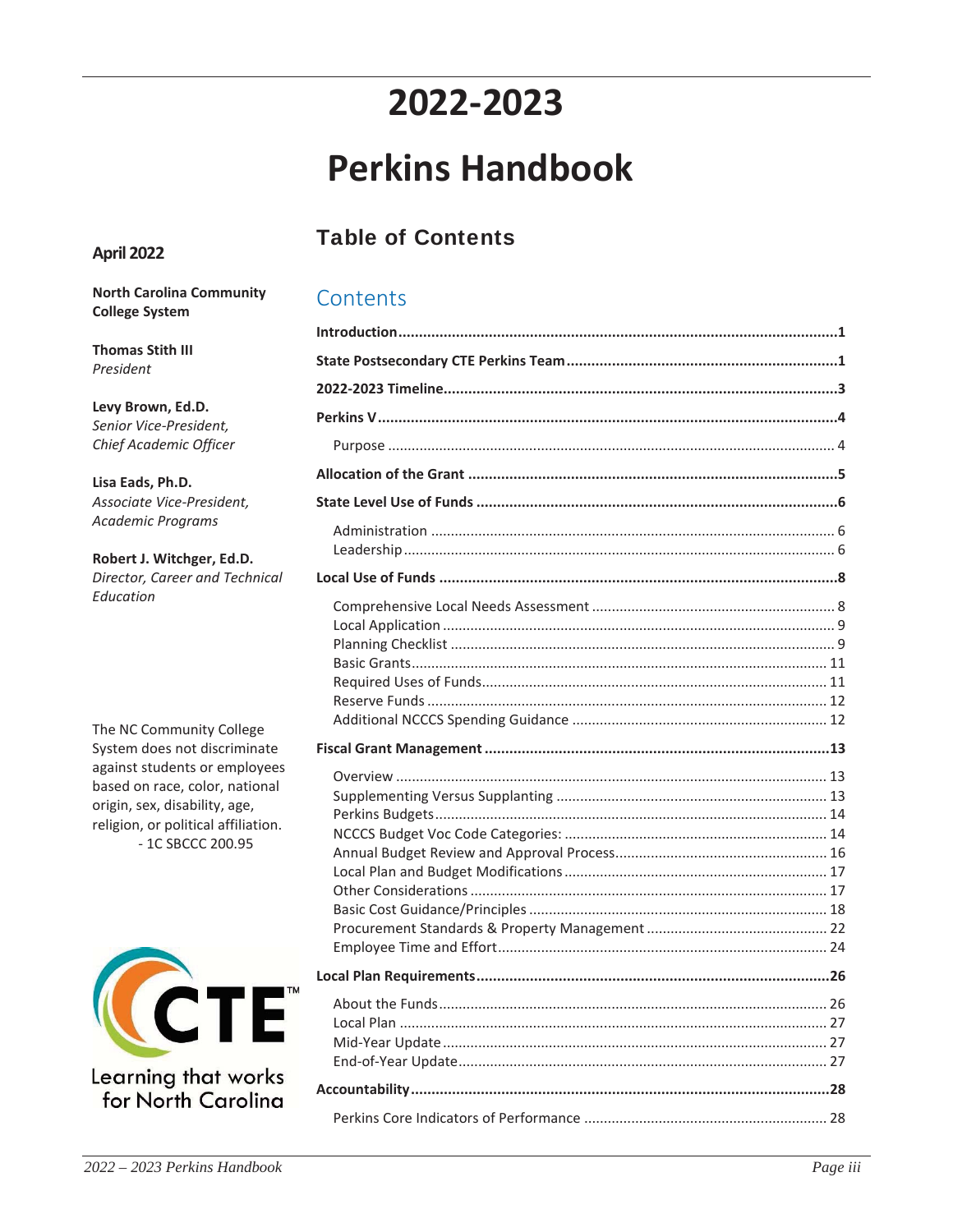# 2022-2023

# Perkins Handbook

**April 2022**

**North Carolina Community College System**

**Thomas Stith III**
*President*

**Levy Brown, Ed.D.**
*Senior Vice-President, Chief Academic Officer*

**Lisa Eads, Ph.D.**
*Associate Vice-President, Academic Programs*

**Robert J. Witchger, Ed.D.**
*Director, Career and Technical Education*

The NC Community College System does not discriminate against students or employees based on race, color, national origin, sex, disability, age, religion, or political affiliation.
- 1C SBCCC 200.95

CTE™ Learning that works for North Carolina

## Table of Contents

### Contents

**Introduction** .......... **1**

**State Postsecondary CTE Perkins Team** .......... **1**

**2022-2023 Timeline** .......... **3**

**Perkins V** .......... **4**

- Purpose .......... 4

**Allocation of the Grant** .......... **5**

**State Level Use of Funds** .......... **6**

- Administration .......... 6
- Leadership .......... 6

**Local Use of Funds** .......... **8**

- Comprehensive Local Needs Assessment .......... 8
- Local Application .......... 9
- Planning Checklist .......... 9
- Basic Grants .......... 11
- Required Uses of Funds .......... 11
- Reserve Funds .......... 12
- Additional NCCCS Spending Guidance .......... 12

**Fiscal Grant Management** .......... **13**

- Overview .......... 13
- Supplementing Versus Supplanting .......... 13
- Perkins Budgets .......... 14
- NCCCS Budget Voc Code Categories: .......... 14
- Annual Budget Review and Approval Process .......... 16
- Local Plan and Budget Modifications .......... 17
- Other Considerations .......... 17
- Basic Cost Guidance/Principles .......... 18
- Procurement Standards & Property Management .......... 22
- Employee Time and Effort .......... 24

**Local Plan Requirements** .......... **26**

- About the Funds .......... 26
- Local Plan .......... 27
- Mid-Year Update .......... 27
- End-of-Year Update .......... 27

**Accountability** .......... **28**

- Perkins Core Indicators of Performance .......... 28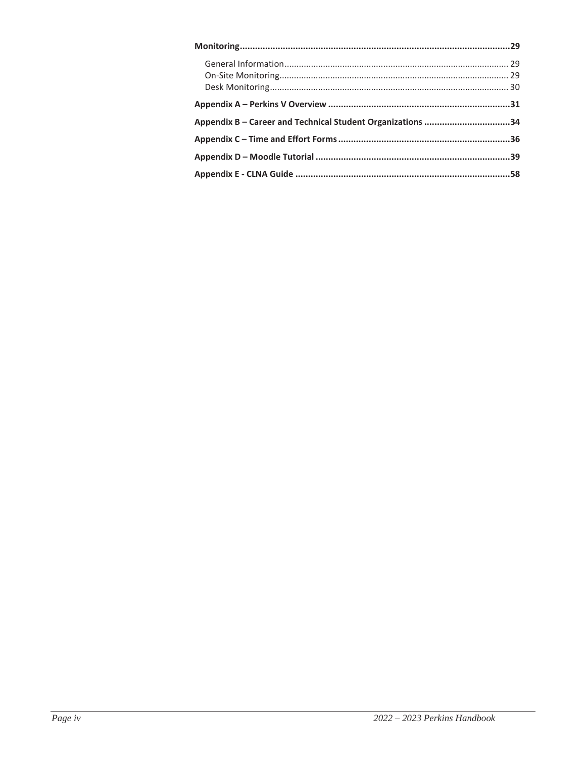**Monitoring ..........................................................................................................29**

- General Information ........................................................................................... 29
- On-Site Monitoring .............................................................................................. 29
- Desk Monitoring .................................................................................................. 30

**Appendix A – Perkins V Overview ........................................................................31**

**Appendix B – Career and Technical Student Organizations ..................................34**

**Appendix C – Time and Effort Forms ....................................................................36**

**Appendix D – Moodle Tutorial .............................................................................39**

**Appendix E - CLNA Guide .....................................................................................58**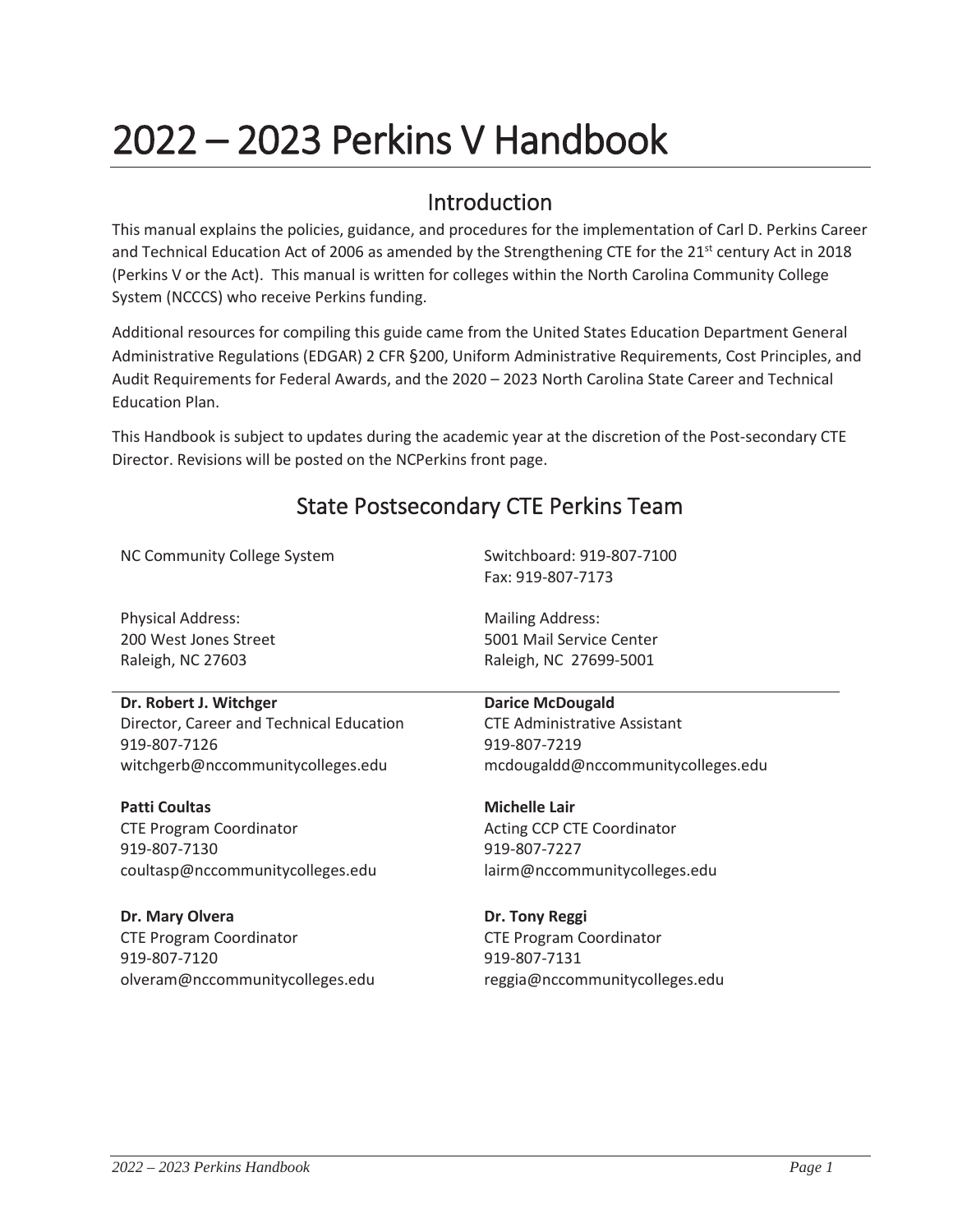# 2022 – 2023 Perkins V Handbook

## Introduction

This manual explains the policies, guidance, and procedures for the implementation of Carl D. Perkins Career and Technical Education Act of 2006 as amended by the Strengthening CTE for the 21st century Act in 2018 (Perkins V or the Act). This manual is written for colleges within the North Carolina Community College System (NCCCS) who receive Perkins funding.

Additional resources for compiling this guide came from the United States Education Department General Administrative Regulations (EDGAR) 2 CFR §200, Uniform Administrative Requirements, Cost Principles, and Audit Requirements for Federal Awards, and the 2020 – 2023 North Carolina State Career and Technical Education Plan.

This Handbook is subject to updates during the academic year at the discretion of the Post-secondary CTE Director. Revisions will be posted on the NCPerkins front page.

## State Postsecondary CTE Perkins Team

NC Community College System

Switchboard: 919-807-7100
Fax: 919-807-7173

Physical Address:
200 West Jones Street
Raleigh, NC 27603

Mailing Address:
5001 Mail Service Center
Raleigh, NC 27699-5001

**Dr. Robert J. Witchger**
Director, Career and Technical Education
919-807-7126
witchgerb@nccommunitycolleges.edu

**Darice McDougald**
CTE Administrative Assistant
919-807-7219
mcdougaldd@nccommunitycolleges.edu

**Patti Coultas**
CTE Program Coordinator
919-807-7130
coultasp@nccommunitycolleges.edu

**Michelle Lair**
Acting CCP CTE Coordinator
919-807-7227
lairm@nccommunitycolleges.edu

**Dr. Mary Olvera**
CTE Program Coordinator
919-807-7120
olveram@nccommunitycolleges.edu

**Dr. Tony Reggi**
CTE Program Coordinator
919-807-7131
reggia@nccommunitycolleges.edu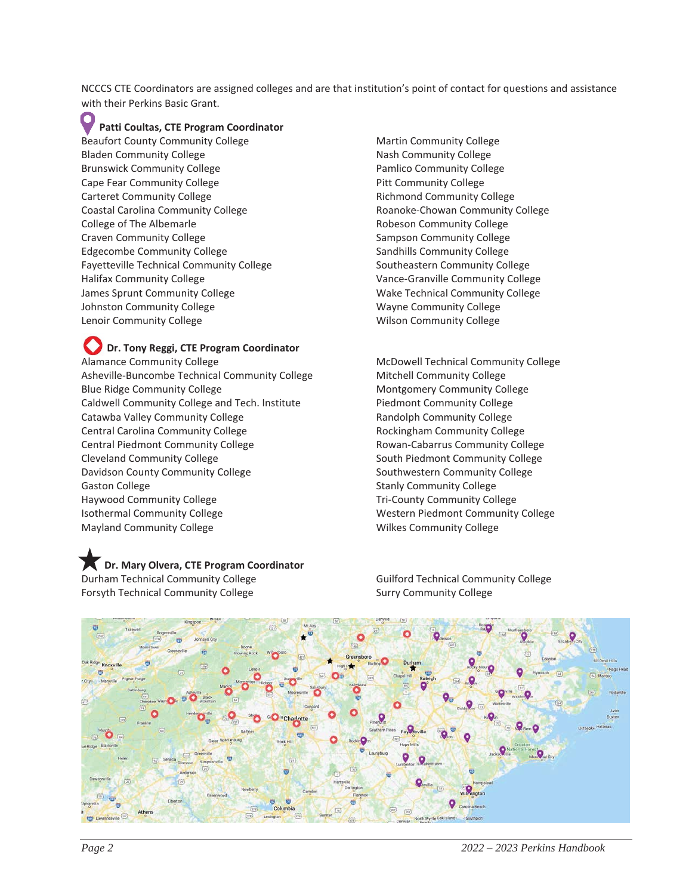NCCCS CTE Coordinators are assigned colleges and are that institution's point of contact for questions and assistance with their Perkins Basic Grant.

**Patti Coultas, CTE Program Coordinator**

- Beaufort County Community College
- Bladen Community College
- Brunswick Community College
- Cape Fear Community College
- Carteret Community College
- Coastal Carolina Community College
- College of The Albemarle
- Craven Community College
- Edgecombe Community College
- Fayetteville Technical Community College
- Halifax Community College
- James Sprunt Community College
- Johnston Community College
- Lenoir Community College
- Martin Community College
- Nash Community College
- Pamlico Community College
- Pitt Community College
- Richmond Community College
- Roanoke-Chowan Community College
- Robeson Community College
- Sampson Community College
- Sandhills Community College
- Southeastern Community College
- Vance-Granville Community College
- Wake Technical Community College
- Wayne Community College
- Wilson Community College

**Dr. Tony Reggi, CTE Program Coordinator**

- Alamance Community College
- Asheville-Buncombe Technical Community College
- Blue Ridge Community College
- Caldwell Community College and Tech. Institute
- Catawba Valley Community College
- Central Carolina Community College
- Central Piedmont Community College
- Cleveland Community College
- Davidson County Community College
- Gaston College
- Haywood Community College
- Isothermal Community College
- Mayland Community College
- McDowell Technical Community College
- Mitchell Community College
- Montgomery Community College
- Piedmont Community College
- Randolph Community College
- Rockingham Community College
- Rowan-Cabarrus Community College
- South Piedmont Community College
- Southwestern Community College
- Stanly Community College
- Tri-County Community College
- Western Piedmont Community College
- Wilkes Community College

**Dr. Mary Olvera, CTE Program Coordinator**

- Durham Technical Community College
- Forsyth Technical Community College
- Guilford Technical Community College
- Surry Community College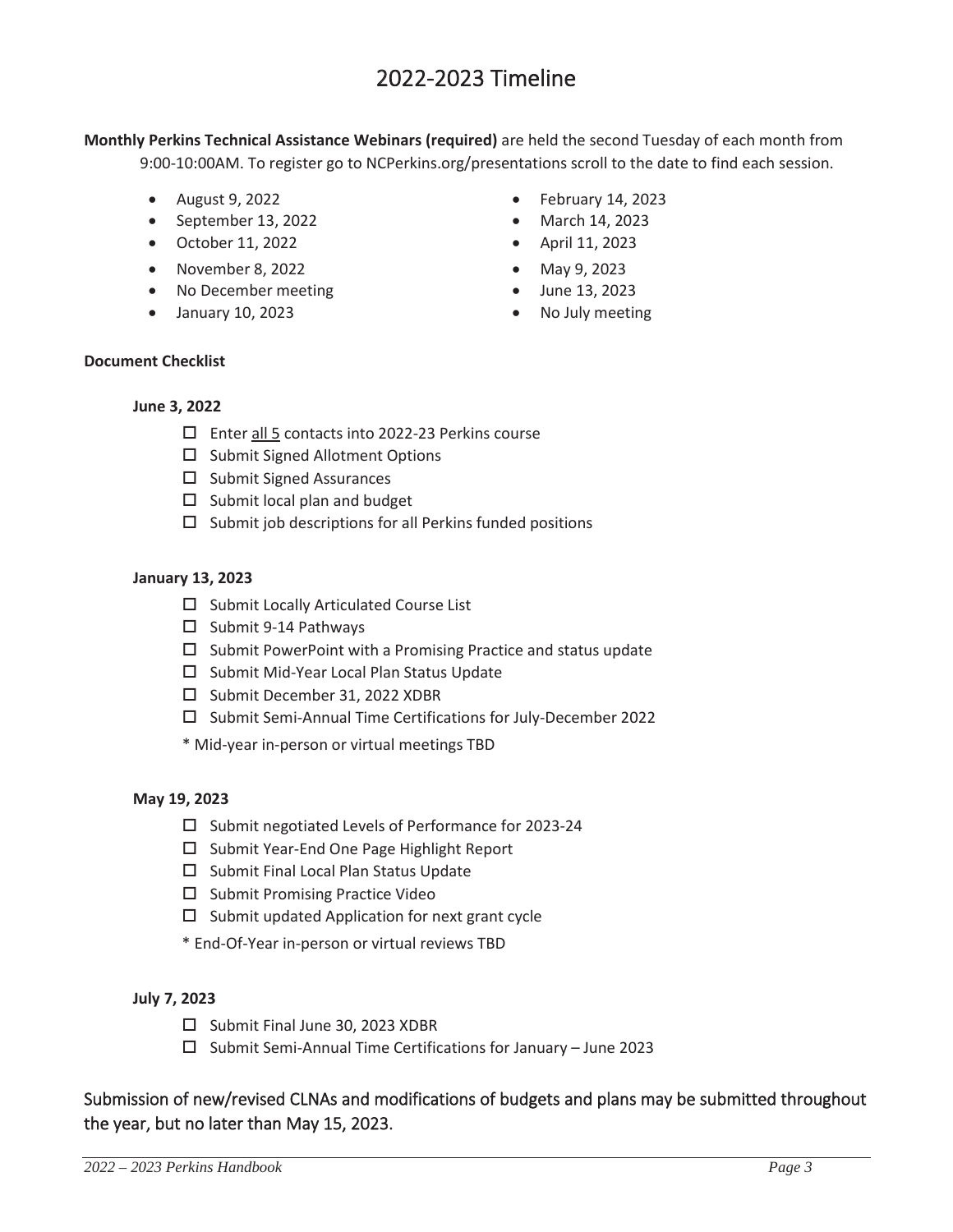# 2022-2023 Timeline

**Monthly Perkins Technical Assistance Webinars (required)** are held the second Tuesday of each month from 9:00-10:00AM. To register go to NCPerkins.org/presentations scroll to the date to find each session.

- August 9, 2022
- September 13, 2022
- October 11, 2022
- November 8, 2022
- No December meeting
- January 10, 2023
- February 14, 2023
- March 14, 2023
- April 11, 2023
- May 9, 2023
- June 13, 2023
- No July meeting

**Document Checklist**

**June 3, 2022**

- ☐ Enter all 5 contacts into 2022-23 Perkins course
- ☐ Submit Signed Allotment Options
- ☐ Submit Signed Assurances
- ☐ Submit local plan and budget
- ☐ Submit job descriptions for all Perkins funded positions

**January 13, 2023**

- ☐ Submit Locally Articulated Course List
- ☐ Submit 9-14 Pathways
- ☐ Submit PowerPoint with a Promising Practice and status update
- ☐ Submit Mid-Year Local Plan Status Update
- ☐ Submit December 31, 2022 XDBR
- ☐ Submit Semi-Annual Time Certifications for July-December 2022

\* Mid-year in-person or virtual meetings TBD

**May 19, 2023**

- ☐ Submit negotiated Levels of Performance for 2023-24
- ☐ Submit Year-End One Page Highlight Report
- ☐ Submit Final Local Plan Status Update
- ☐ Submit Promising Practice Video
- ☐ Submit updated Application for next grant cycle

\* End-Of-Year in-person or virtual reviews TBD

**July 7, 2023**

- ☐ Submit Final June 30, 2023 XDBR
- ☐ Submit Semi-Annual Time Certifications for January – June 2023

Submission of new/revised CLNAs and modifications of budgets and plans may be submitted throughout the year, but no later than May 15, 2023.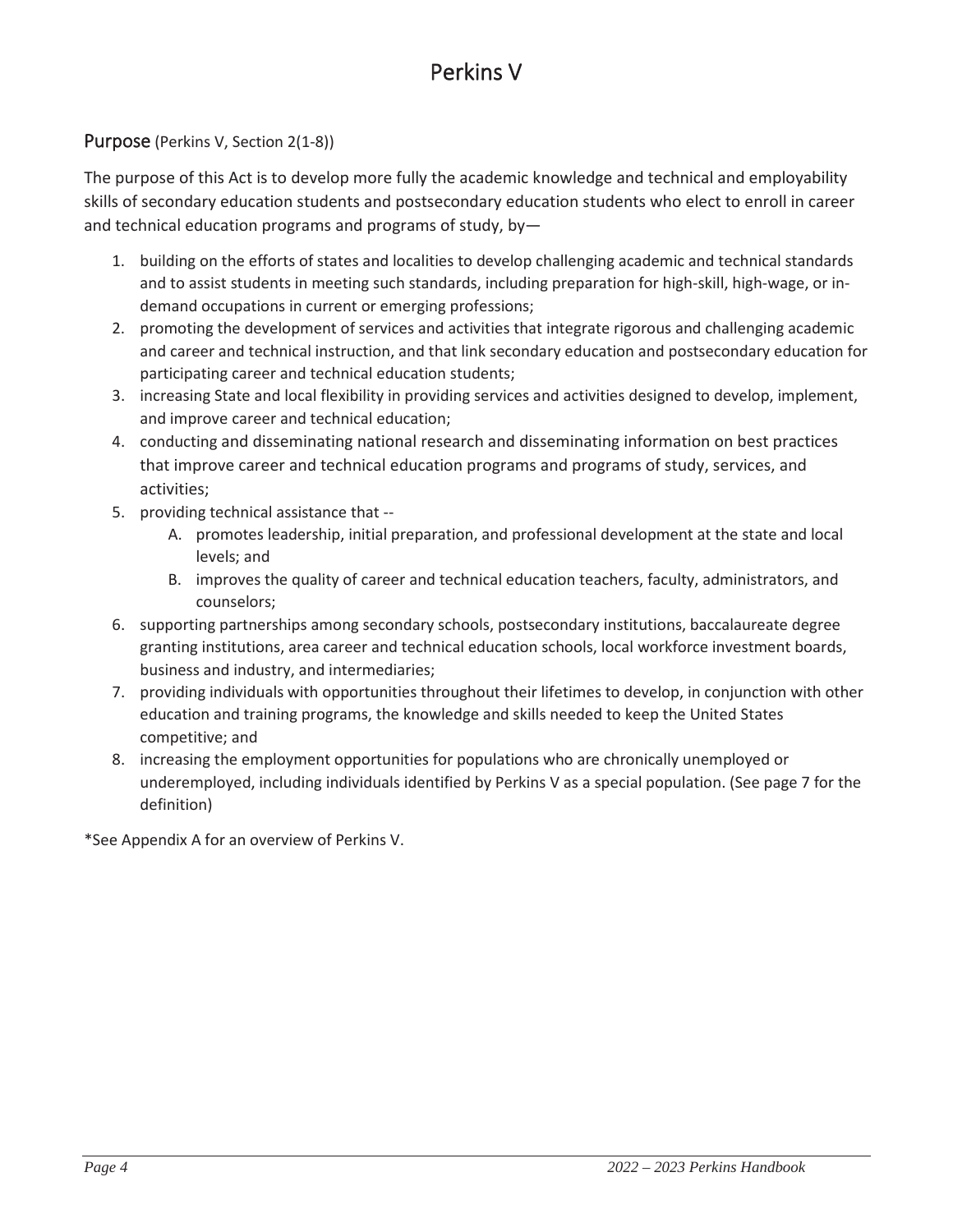# Perkins V

## Purpose (Perkins V, Section 2(1-8))

The purpose of this Act is to develop more fully the academic knowledge and technical and employability skills of secondary education students and postsecondary education students who elect to enroll in career and technical education programs and programs of study, by—

1. building on the efforts of states and localities to develop challenging academic and technical standards and to assist students in meeting such standards, including preparation for high-skill, high-wage, or in-demand occupations in current or emerging professions;
2. promoting the development of services and activities that integrate rigorous and challenging academic and career and technical instruction, and that link secondary education and postsecondary education for participating career and technical education students;
3. increasing State and local flexibility in providing services and activities designed to develop, implement, and improve career and technical education;
4. conducting and disseminating national research and disseminating information on best practices that improve career and technical education programs and programs of study, services, and activities;
5. providing technical assistance that --
   A. promotes leadership, initial preparation, and professional development at the state and local levels; and
   B. improves the quality of career and technical education teachers, faculty, administrators, and counselors;
6. supporting partnerships among secondary schools, postsecondary institutions, baccalaureate degree granting institutions, area career and technical education schools, local workforce investment boards, business and industry, and intermediaries;
7. providing individuals with opportunities throughout their lifetimes to develop, in conjunction with other education and training programs, the knowledge and skills needed to keep the United States competitive; and
8. increasing the employment opportunities for populations who are chronically unemployed or underemployed, including individuals identified by Perkins V as a special population. (See page 7 for the definition)

*See Appendix A for an overview of Perkins V.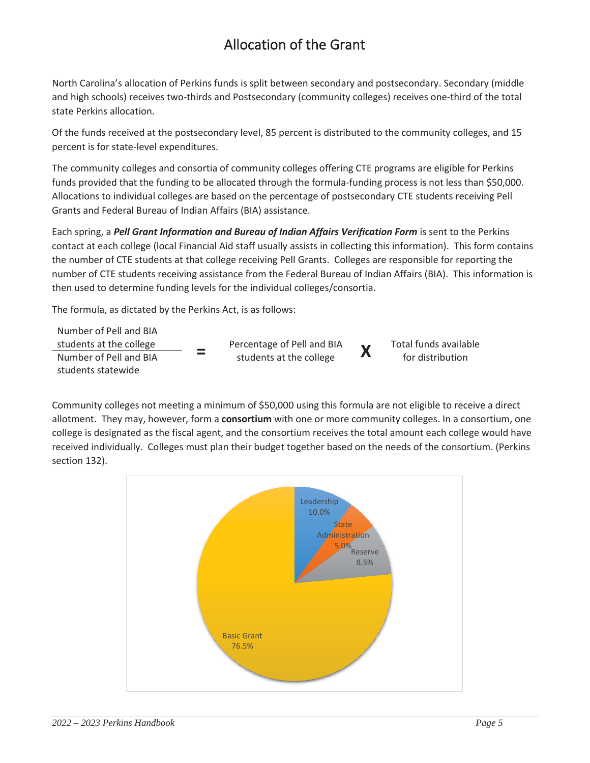# Allocation of the Grant

North Carolina's allocation of Perkins funds is split between secondary and postsecondary. Secondary (middle and high schools) receives two-thirds and Postsecondary (community colleges) receives one-third of the total state Perkins allocation.

Of the funds received at the postsecondary level, 85 percent is distributed to the community colleges, and 15 percent is for state-level expenditures.

The community colleges and consortia of community colleges offering CTE programs are eligible for Perkins funds provided that the funding to be allocated through the formula-funding process is not less than $50,000. Allocations to individual colleges are based on the percentage of postsecondary CTE students receiving Pell Grants and Federal Bureau of Indian Affairs (BIA) assistance.

Each spring, a ***Pell Grant Information and Bureau of Indian Affairs Verification Form*** is sent to the Perkins contact at each college (local Financial Aid staff usually assists in collecting this information). This form contains the number of CTE students at that college receiving Pell Grants. Colleges are responsible for reporting the number of CTE students receiving assistance from the Federal Bureau of Indian Affairs (BIA). This information is then used to determine funding levels for the individual colleges/consortia.

The formula, as dictated by the Perkins Act, is as follows:

$$\frac{\text{Number of Pell and BIA students at the college}}{\text{Number of Pell and BIA students statewide}} = \text{Percentage of Pell and BIA students at the college} \times \text{Total funds available for distribution}$$

Community colleges not meeting a minimum of $50,000 using this formula are not eligible to receive a direct allotment. They may, however, form a **consortium** with one or more community colleges. In a consortium, one college is designated as the fiscal agent, and the consortium receives the total amount each college would have received individually. Colleges must plan their budget together based on the needs of the consortium. (Perkins section 132).

| Category | Percentage |
|---|---|
| Leadership | 10.0% |
| State Administration | 5.0% |
| Reserve | 8.5% |
| Basic Grant | 76.5% |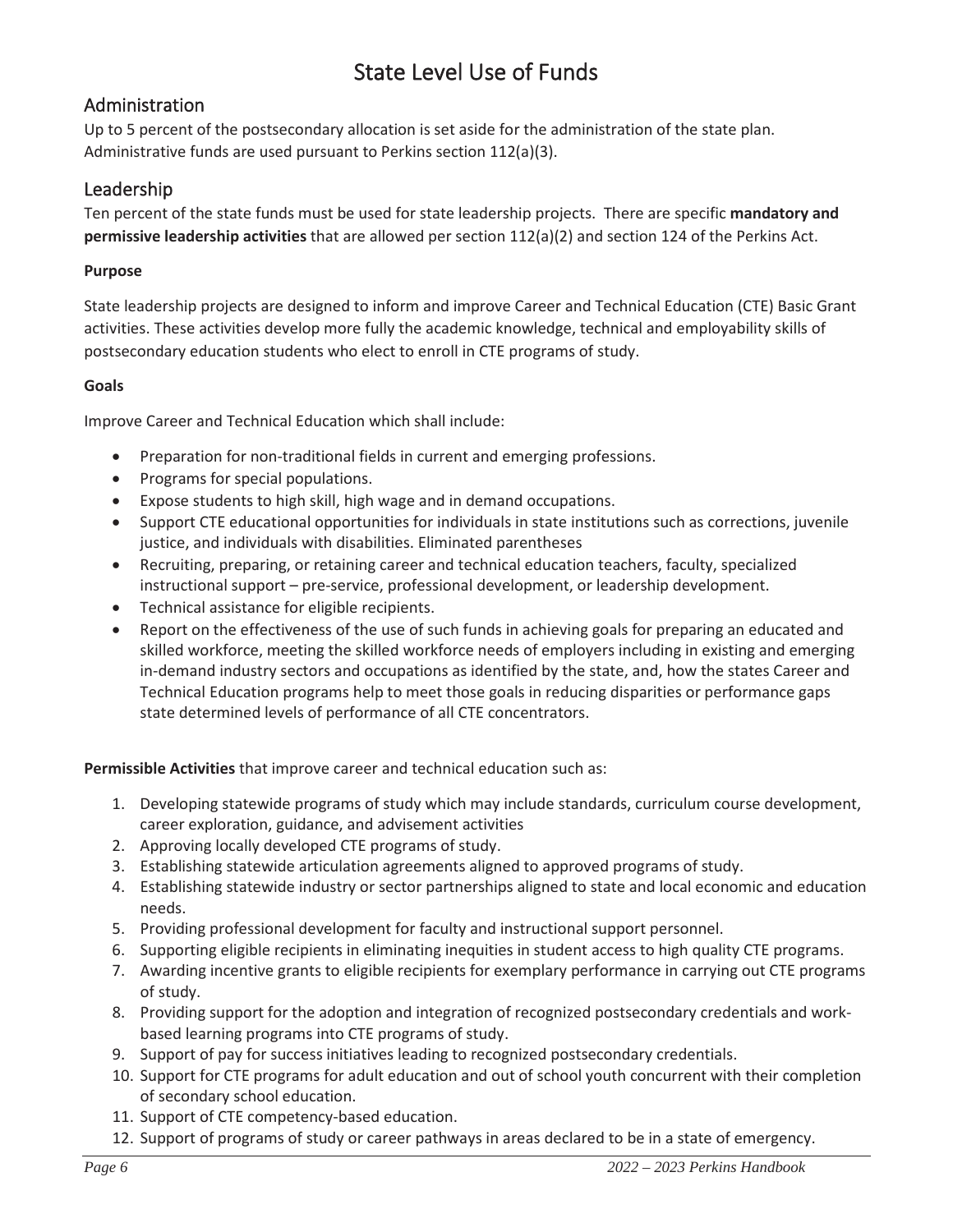# State Level Use of Funds

## Administration

Up to 5 percent of the postsecondary allocation is set aside for the administration of the state plan. Administrative funds are used pursuant to Perkins section 112(a)(3).

## Leadership

Ten percent of the state funds must be used for state leadership projects. There are specific **mandatory and permissive leadership activities** that are allowed per section 112(a)(2) and section 124 of the Perkins Act.

**Purpose**

State leadership projects are designed to inform and improve Career and Technical Education (CTE) Basic Grant activities. These activities develop more fully the academic knowledge, technical and employability skills of postsecondary education students who elect to enroll in CTE programs of study.

**Goals**

Improve Career and Technical Education which shall include:

- Preparation for non-traditional fields in current and emerging professions.
- Programs for special populations.
- Expose students to high skill, high wage and in demand occupations.
- Support CTE educational opportunities for individuals in state institutions such as corrections, juvenile justice, and individuals with disabilities. Eliminated parentheses
- Recruiting, preparing, or retaining career and technical education teachers, faculty, specialized instructional support – pre-service, professional development, or leadership development.
- Technical assistance for eligible recipients.
- Report on the effectiveness of the use of such funds in achieving goals for preparing an educated and skilled workforce, meeting the skilled workforce needs of employers including in existing and emerging in-demand industry sectors and occupations as identified by the state, and, how the states Career and Technical Education programs help to meet those goals in reducing disparities or performance gaps state determined levels of performance of all CTE concentrators.

**Permissible Activities** that improve career and technical education such as:

1. Developing statewide programs of study which may include standards, curriculum course development, career exploration, guidance, and advisement activities
2. Approving locally developed CTE programs of study.
3. Establishing statewide articulation agreements aligned to approved programs of study.
4. Establishing statewide industry or sector partnerships aligned to state and local economic and education needs.
5. Providing professional development for faculty and instructional support personnel.
6. Supporting eligible recipients in eliminating inequities in student access to high quality CTE programs.
7. Awarding incentive grants to eligible recipients for exemplary performance in carrying out CTE programs of study.
8. Providing support for the adoption and integration of recognized postsecondary credentials and work-based learning programs into CTE programs of study.
9. Support of pay for success initiatives leading to recognized postsecondary credentials.
10. Support for CTE programs for adult education and out of school youth concurrent with their completion of secondary school education.
11. Support of CTE competency-based education.
12. Support of programs of study or career pathways in areas declared to be in a state of emergency.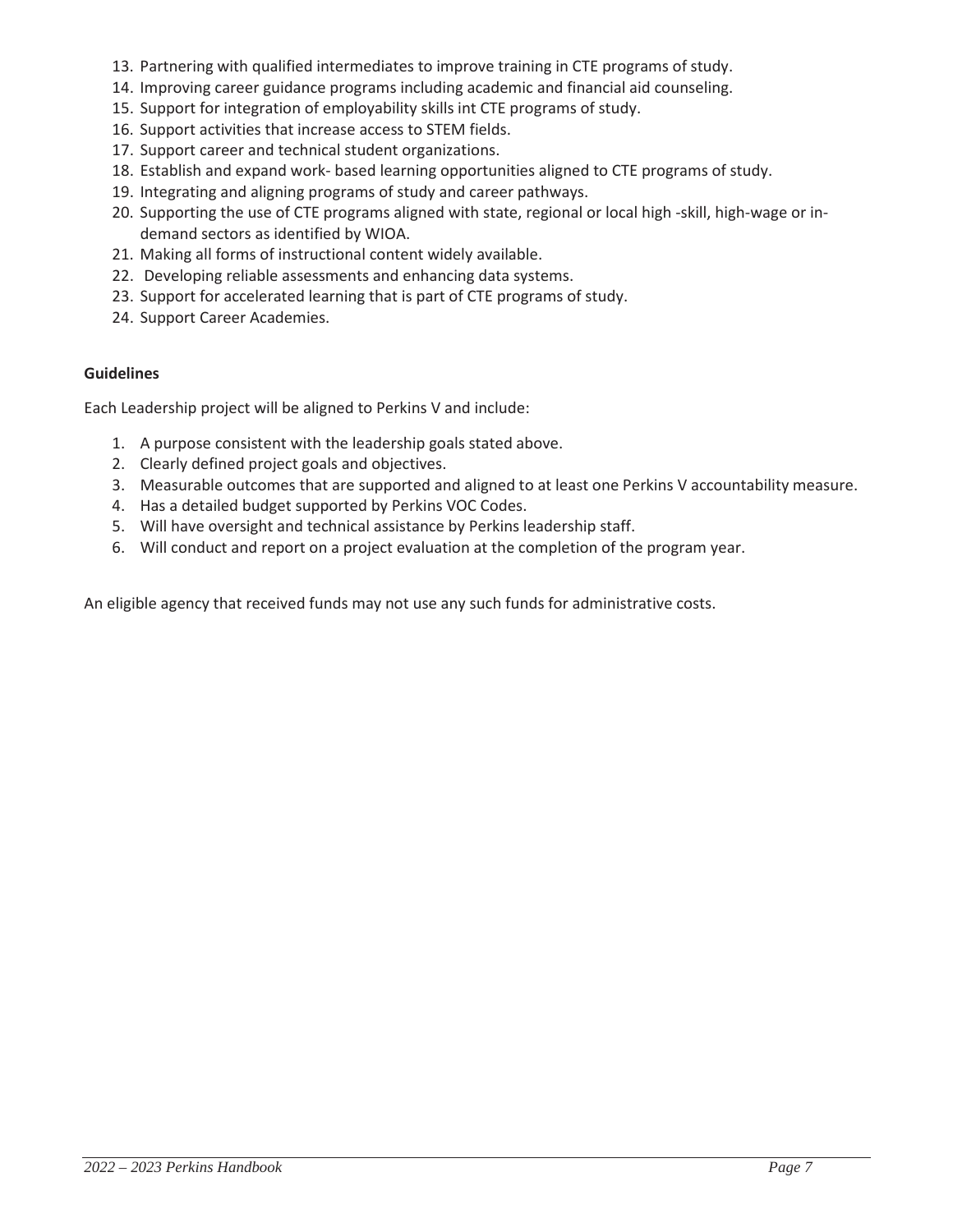13. Partnering with qualified intermediates to improve training in CTE programs of study.
14. Improving career guidance programs including academic and financial aid counseling.
15. Support for integration of employability skills int CTE programs of study.
16. Support activities that increase access to STEM fields.
17. Support career and technical student organizations.
18. Establish and expand work- based learning opportunities aligned to CTE programs of study.
19. Integrating and aligning programs of study and career pathways.
20. Supporting the use of CTE programs aligned with state, regional or local high -skill, high-wage or in-demand sectors as identified by WIOA.
21. Making all forms of instructional content widely available.
22. Developing reliable assessments and enhancing data systems.
23. Support for accelerated learning that is part of CTE programs of study.
24. Support Career Academies.

**Guidelines**

Each Leadership project will be aligned to Perkins V and include:

1. A purpose consistent with the leadership goals stated above.
2. Clearly defined project goals and objectives.
3. Measurable outcomes that are supported and aligned to at least one Perkins V accountability measure.
4. Has a detailed budget supported by Perkins VOC Codes.
5. Will have oversight and technical assistance by Perkins leadership staff.
6. Will conduct and report on a project evaluation at the completion of the program year.

An eligible agency that received funds may not use any such funds for administrative costs.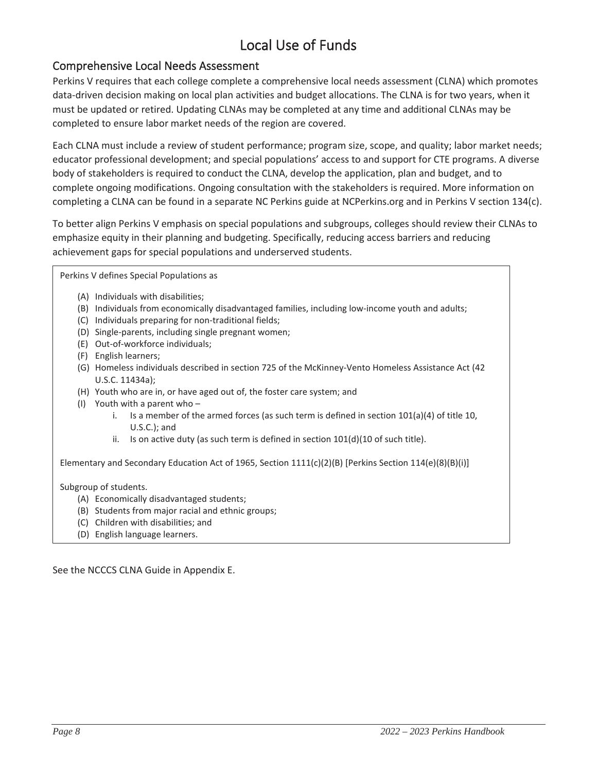# Local Use of Funds

## Comprehensive Local Needs Assessment

Perkins V requires that each college complete a comprehensive local needs assessment (CLNA) which promotes data-driven decision making on local plan activities and budget allocations. The CLNA is for two years, when it must be updated or retired. Updating CLNAs may be completed at any time and additional CLNAs may be completed to ensure labor market needs of the region are covered.

Each CLNA must include a review of student performance; program size, scope, and quality; labor market needs; educator professional development; and special populations' access to and support for CTE programs. A diverse body of stakeholders is required to conduct the CLNA, develop the application, plan and budget, and to complete ongoing modifications. Ongoing consultation with the stakeholders is required. More information on completing a CLNA can be found in a separate NC Perkins guide at NCPerkins.org and in Perkins V section 134(c).

To better align Perkins V emphasis on special populations and subgroups, colleges should review their CLNAs to emphasize equity in their planning and budgeting. Specifically, reducing access barriers and reducing achievement gaps for special populations and underserved students.

> Perkins V defines Special Populations as
>
> (A) Individuals with disabilities;
> (B) Individuals from economically disadvantaged families, including low-income youth and adults;
> (C) Individuals preparing for non-traditional fields;
> (D) Single-parents, including single pregnant women;
> (E) Out-of-workforce individuals;
> (F) English learners;
> (G) Homeless individuals described in section 725 of the McKinney-Vento Homeless Assistance Act (42 U.S.C. 11434a);
> (H) Youth who are in, or have aged out of, the foster care system; and
> (I) Youth with a parent who –
>     i. Is a member of the armed forces (as such term is defined in section 101(a)(4) of title 10, U.S.C.); and
>     ii. Is on active duty (as such term is defined in section 101(d)(10 of such title).
>
> Elementary and Secondary Education Act of 1965, Section 1111(c)(2)(B) [Perkins Section 114(e)(8)(B)(i)]
>
> Subgroup of students.
>
> (A) Economically disadvantaged students;
> (B) Students from major racial and ethnic groups;
> (C) Children with disabilities; and
> (D) English language learners.

See the NCCCS CLNA Guide in Appendix E.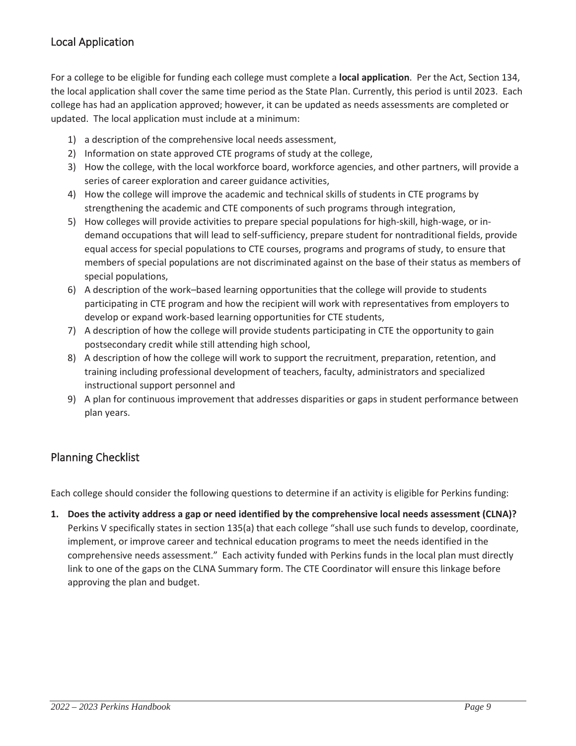## Local Application

For a college to be eligible for funding each college must complete a **local application**. Per the Act, Section 134, the local application shall cover the same time period as the State Plan. Currently, this period is until 2023. Each college has had an application approved; however, it can be updated as needs assessments are completed or updated. The local application must include at a minimum:

1) a description of the comprehensive local needs assessment,
2) Information on state approved CTE programs of study at the college,
3) How the college, with the local workforce board, workforce agencies, and other partners, will provide a series of career exploration and career guidance activities,
4) How the college will improve the academic and technical skills of students in CTE programs by strengthening the academic and CTE components of such programs through integration,
5) How colleges will provide activities to prepare special populations for high-skill, high-wage, or in-demand occupations that will lead to self-sufficiency, prepare student for nontraditional fields, provide equal access for special populations to CTE courses, programs and programs of study, to ensure that members of special populations are not discriminated against on the base of their status as members of special populations,
6) A description of the work–based learning opportunities that the college will provide to students participating in CTE program and how the recipient will work with representatives from employers to develop or expand work-based learning opportunities for CTE students,
7) A description of how the college will provide students participating in CTE the opportunity to gain postsecondary credit while still attending high school,
8) A description of how the college will work to support the recruitment, preparation, retention, and training including professional development of teachers, faculty, administrators and specialized instructional support personnel and
9) A plan for continuous improvement that addresses disparities or gaps in student performance between plan years.

## Planning Checklist

Each college should consider the following questions to determine if an activity is eligible for Perkins funding:

1. **Does the activity address a gap or need identified by the comprehensive local needs assessment (CLNA)?** Perkins V specifically states in section 135(a) that each college "shall use such funds to develop, coordinate, implement, or improve career and technical education programs to meet the needs identified in the comprehensive needs assessment." Each activity funded with Perkins funds in the local plan must directly link to one of the gaps on the CLNA Summary form. The CTE Coordinator will ensure this linkage before approving the plan and budget.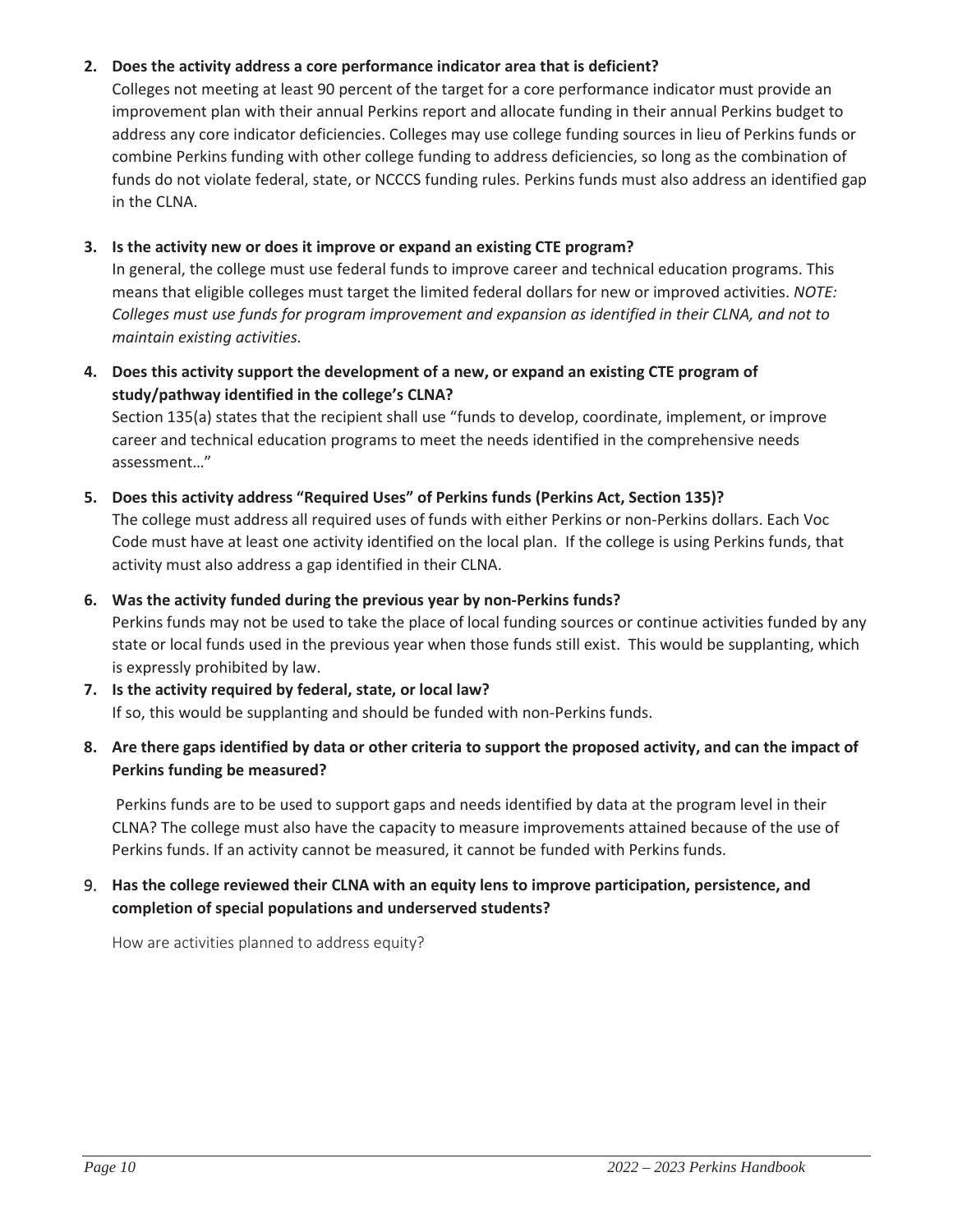2. **Does the activity address a core performance indicator area that is deficient?**
   Colleges not meeting at least 90 percent of the target for a core performance indicator must provide an improvement plan with their annual Perkins report and allocate funding in their annual Perkins budget to address any core indicator deficiencies. Colleges may use college funding sources in lieu of Perkins funds or combine Perkins funding with other college funding to address deficiencies, so long as the combination of funds do not violate federal, state, or NCCCS funding rules. Perkins funds must also address an identified gap in the CLNA.

3. **Is the activity new or does it improve or expand an existing CTE program?**
   In general, the college must use federal funds to improve career and technical education programs. This means that eligible colleges must target the limited federal dollars for new or improved activities. *NOTE: Colleges must use funds for program improvement and expansion as identified in their CLNA, and not to maintain existing activities.*

4. **Does this activity support the development of a new, or expand an existing CTE program of study/pathway identified in the college's CLNA?**
   Section 135(a) states that the recipient shall use "funds to develop, coordinate, implement, or improve career and technical education programs to meet the needs identified in the comprehensive needs assessment…"

5. **Does this activity address "Required Uses" of Perkins funds (Perkins Act, Section 135)?**
   The college must address all required uses of funds with either Perkins or non-Perkins dollars. Each Voc Code must have at least one activity identified on the local plan. If the college is using Perkins funds, that activity must also address a gap identified in their CLNA.

6. **Was the activity funded during the previous year by non-Perkins funds?**
   Perkins funds may not be used to take the place of local funding sources or continue activities funded by any state or local funds used in the previous year when those funds still exist. This would be supplanting, which is expressly prohibited by law.

7. **Is the activity required by federal, state, or local law?**
   If so, this would be supplanting and should be funded with non-Perkins funds.

8. **Are there gaps identified by data or other criteria to support the proposed activity, and can the impact of Perkins funding be measured?**

   Perkins funds are to be used to support gaps and needs identified by data at the program level in their CLNA? The college must also have the capacity to measure improvements attained because of the use of Perkins funds. If an activity cannot be measured, it cannot be funded with Perkins funds.

9. **Has the college reviewed their CLNA with an equity lens to improve participation, persistence, and completion of special populations and underserved students?**

   How are activities planned to address equity?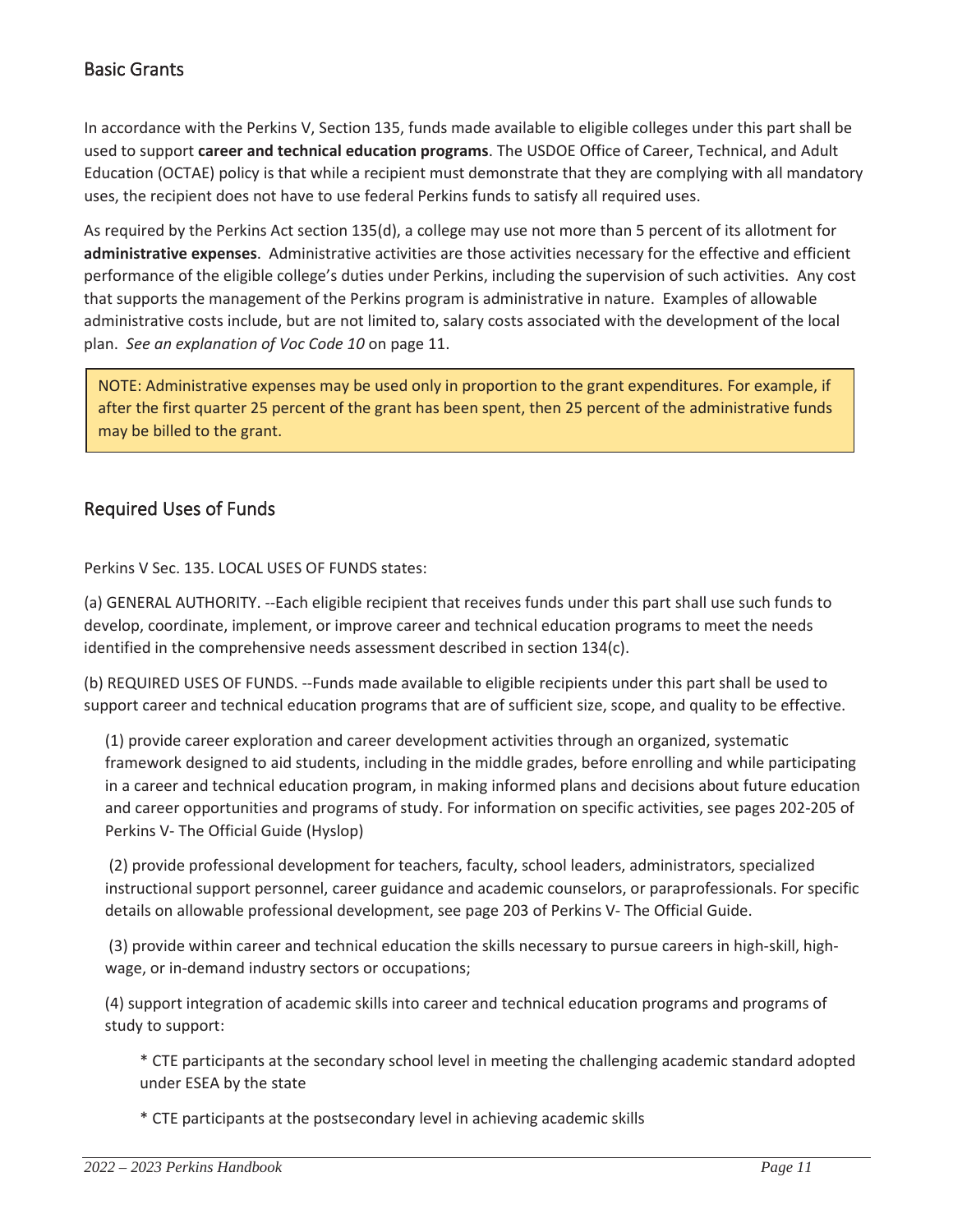## Basic Grants

In accordance with the Perkins V, Section 135, funds made available to eligible colleges under this part shall be used to support **career and technical education programs**. The USDOE Office of Career, Technical, and Adult Education (OCTAE) policy is that while a recipient must demonstrate that they are complying with all mandatory uses, the recipient does not have to use federal Perkins funds to satisfy all required uses.

As required by the Perkins Act section 135(d), a college may use not more than 5 percent of its allotment for **administrative expenses**. Administrative activities are those activities necessary for the effective and efficient performance of the eligible college's duties under Perkins, including the supervision of such activities. Any cost that supports the management of the Perkins program is administrative in nature. Examples of allowable administrative costs include, but are not limited to, salary costs associated with the development of the local plan. *See an explanation of Voc Code 10* on page 11.

> NOTE: Administrative expenses may be used only in proportion to the grant expenditures. For example, if after the first quarter 25 percent of the grant has been spent, then 25 percent of the administrative funds may be billed to the grant.

## Required Uses of Funds

Perkins V Sec. 135. LOCAL USES OF FUNDS states:

(a) GENERAL AUTHORITY. --Each eligible recipient that receives funds under this part shall use such funds to develop, coordinate, implement, or improve career and technical education programs to meet the needs identified in the comprehensive needs assessment described in section 134(c).

(b) REQUIRED USES OF FUNDS. --Funds made available to eligible recipients under this part shall be used to support career and technical education programs that are of sufficient size, scope, and quality to be effective.

(1) provide career exploration and career development activities through an organized, systematic framework designed to aid students, including in the middle grades, before enrolling and while participating in a career and technical education program, in making informed plans and decisions about future education and career opportunities and programs of study. For information on specific activities, see pages 202-205 of Perkins V- The Official Guide (Hyslop)

(2) provide professional development for teachers, faculty, school leaders, administrators, specialized instructional support personnel, career guidance and academic counselors, or paraprofessionals. For specific details on allowable professional development, see page 203 of Perkins V- The Official Guide.

(3) provide within career and technical education the skills necessary to pursue careers in high-skill, high-wage, or in-demand industry sectors or occupations;

(4) support integration of academic skills into career and technical education programs and programs of study to support:

- CTE participants at the secondary school level in meeting the challenging academic standard adopted under ESEA by the state
- CTE participants at the postsecondary level in achieving academic skills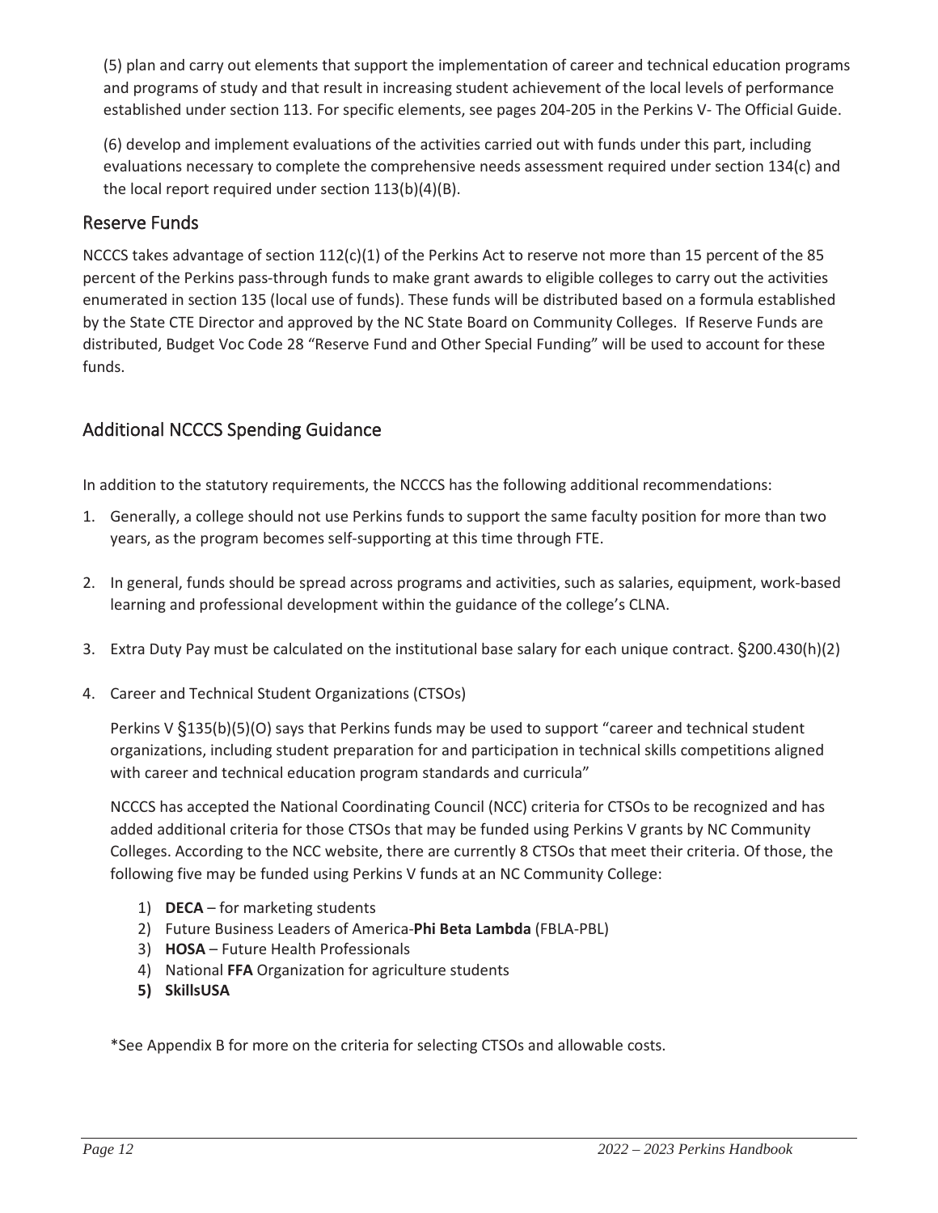(5) plan and carry out elements that support the implementation of career and technical education programs and programs of study and that result in increasing student achievement of the local levels of performance established under section 113. For specific elements, see pages 204-205 in the Perkins V- The Official Guide.

(6) develop and implement evaluations of the activities carried out with funds under this part, including evaluations necessary to complete the comprehensive needs assessment required under section 134(c) and the local report required under section 113(b)(4)(B).

## Reserve Funds

NCCCS takes advantage of section 112(c)(1) of the Perkins Act to reserve not more than 15 percent of the 85 percent of the Perkins pass-through funds to make grant awards to eligible colleges to carry out the activities enumerated in section 135 (local use of funds). These funds will be distributed based on a formula established by the State CTE Director and approved by the NC State Board on Community Colleges. If Reserve Funds are distributed, Budget Voc Code 28 "Reserve Fund and Other Special Funding" will be used to account for these funds.

## Additional NCCCS Spending Guidance

In addition to the statutory requirements, the NCCCS has the following additional recommendations:

1. Generally, a college should not use Perkins funds to support the same faculty position for more than two years, as the program becomes self-supporting at this time through FTE.

2. In general, funds should be spread across programs and activities, such as salaries, equipment, work-based learning and professional development within the guidance of the college's CLNA.

3. Extra Duty Pay must be calculated on the institutional base salary for each unique contract. §200.430(h)(2)

4. Career and Technical Student Organizations (CTSOs)

   Perkins V §135(b)(5)(O) says that Perkins funds may be used to support "career and technical student organizations, including student preparation for and participation in technical skills competitions aligned with career and technical education program standards and curricula"

   NCCCS has accepted the National Coordinating Council (NCC) criteria for CTSOs to be recognized and has added additional criteria for those CTSOs that may be funded using Perkins V grants by NC Community Colleges. According to the NCC website, there are currently 8 CTSOs that meet their criteria. Of those, the following five may be funded using Perkins V funds at an NC Community College:

   1) **DECA** – for marketing students
   2) Future Business Leaders of America-**Phi Beta Lambda** (FBLA-PBL)
   3) **HOSA** – Future Health Professionals
   4) National **FFA** Organization for agriculture students
   5) **SkillsUSA**

   *See Appendix B for more on the criteria for selecting CTSOs and allowable costs.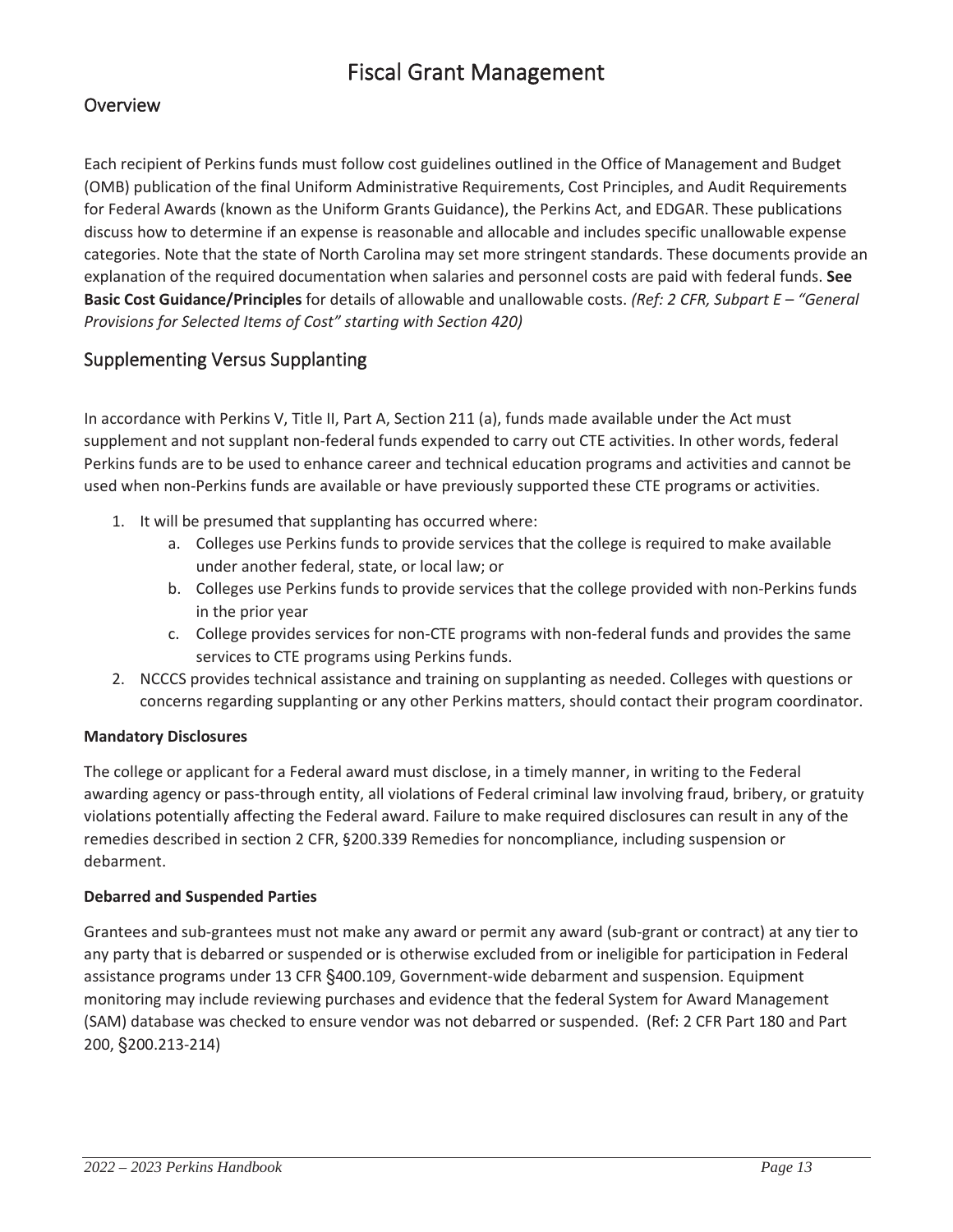# Fiscal Grant Management

## Overview

Each recipient of Perkins funds must follow cost guidelines outlined in the Office of Management and Budget (OMB) publication of the final Uniform Administrative Requirements, Cost Principles, and Audit Requirements for Federal Awards (known as the Uniform Grants Guidance), the Perkins Act, and EDGAR. These publications discuss how to determine if an expense is reasonable and allocable and includes specific unallowable expense categories. Note that the state of North Carolina may set more stringent standards. These documents provide an explanation of the required documentation when salaries and personnel costs are paid with federal funds. **See Basic Cost Guidance/Principles** for details of allowable and unallowable costs. *(Ref: 2 CFR, Subpart E – "General Provisions for Selected Items of Cost" starting with Section 420)*

## Supplementing Versus Supplanting

In accordance with Perkins V, Title II, Part A, Section 211 (a), funds made available under the Act must supplement and not supplant non-federal funds expended to carry out CTE activities. In other words, federal Perkins funds are to be used to enhance career and technical education programs and activities and cannot be used when non-Perkins funds are available or have previously supported these CTE programs or activities.

1. It will be presumed that supplanting has occurred where:
    a. Colleges use Perkins funds to provide services that the college is required to make available under another federal, state, or local law; or
    b. Colleges use Perkins funds to provide services that the college provided with non-Perkins funds in the prior year
    c. College provides services for non-CTE programs with non-federal funds and provides the same services to CTE programs using Perkins funds.
2. NCCCS provides technical assistance and training on supplanting as needed. Colleges with questions or concerns regarding supplanting or any other Perkins matters, should contact their program coordinator.

**Mandatory Disclosures**

The college or applicant for a Federal award must disclose, in a timely manner, in writing to the Federal awarding agency or pass-through entity, all violations of Federal criminal law involving fraud, bribery, or gratuity violations potentially affecting the Federal award. Failure to make required disclosures can result in any of the remedies described in section 2 CFR, §200.339 Remedies for noncompliance, including suspension or debarment.

**Debarred and Suspended Parties**

Grantees and sub-grantees must not make any award or permit any award (sub-grant or contract) at any tier to any party that is debarred or suspended or is otherwise excluded from or ineligible for participation in Federal assistance programs under 13 CFR §400.109, Government-wide debarment and suspension. Equipment monitoring may include reviewing purchases and evidence that the federal System for Award Management (SAM) database was checked to ensure vendor was not debarred or suspended. (Ref: 2 CFR Part 180 and Part 200, §200.213-214)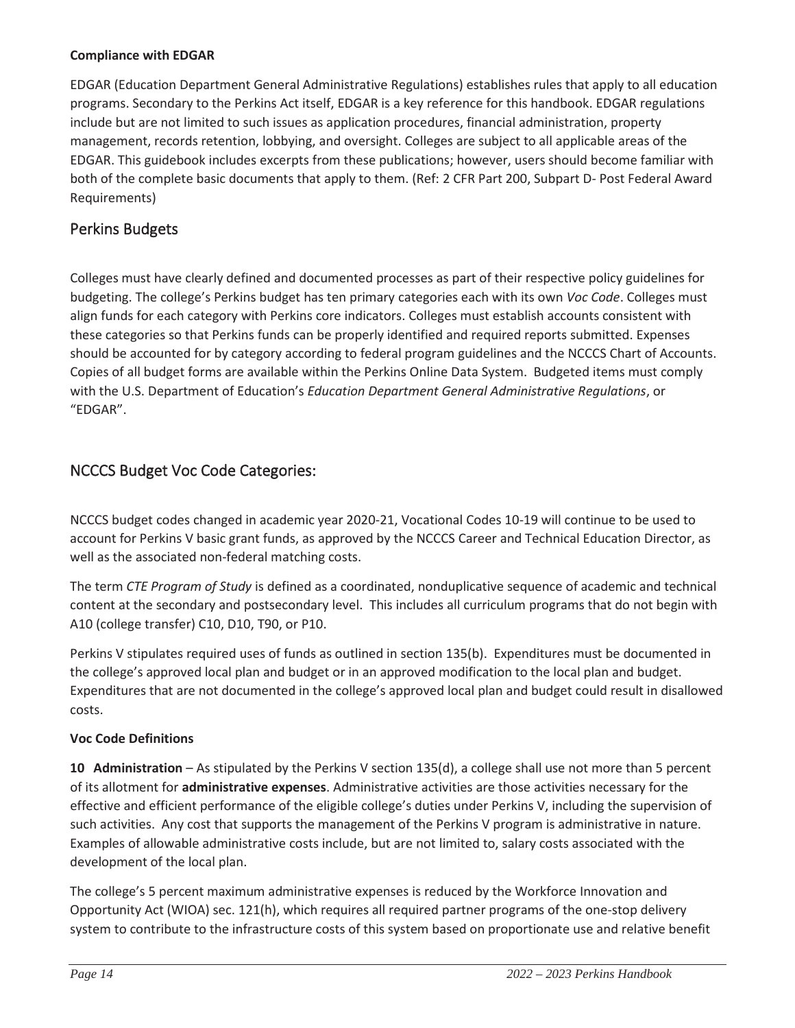**Compliance with EDGAR**

EDGAR (Education Department General Administrative Regulations) establishes rules that apply to all education programs. Secondary to the Perkins Act itself, EDGAR is a key reference for this handbook. EDGAR regulations include but are not limited to such issues as application procedures, financial administration, property management, records retention, lobbying, and oversight. Colleges are subject to all applicable areas of the EDGAR. This guidebook includes excerpts from these publications; however, users should become familiar with both of the complete basic documents that apply to them. (Ref: 2 CFR Part 200, Subpart D- Post Federal Award Requirements)

## Perkins Budgets

Colleges must have clearly defined and documented processes as part of their respective policy guidelines for budgeting. The college's Perkins budget has ten primary categories each with its own *Voc Code*. Colleges must align funds for each category with Perkins core indicators. Colleges must establish accounts consistent with these categories so that Perkins funds can be properly identified and required reports submitted. Expenses should be accounted for by category according to federal program guidelines and the NCCCS Chart of Accounts. Copies of all budget forms are available within the Perkins Online Data System. Budgeted items must comply with the U.S. Department of Education's *Education Department General Administrative Regulations*, or "EDGAR".

## NCCCS Budget Voc Code Categories:

NCCCS budget codes changed in academic year 2020-21, Vocational Codes 10-19 will continue to be used to account for Perkins V basic grant funds, as approved by the NCCCS Career and Technical Education Director, as well as the associated non-federal matching costs.

The term *CTE Program of Study* is defined as a coordinated, nonduplicative sequence of academic and technical content at the secondary and postsecondary level. This includes all curriculum programs that do not begin with A10 (college transfer) C10, D10, T90, or P10.

Perkins V stipulates required uses of funds as outlined in section 135(b). Expenditures must be documented in the college's approved local plan and budget or in an approved modification to the local plan and budget. Expenditures that are not documented in the college's approved local plan and budget could result in disallowed costs.

**Voc Code Definitions**

**10 Administration** – As stipulated by the Perkins V section 135(d), a college shall use not more than 5 percent of its allotment for **administrative expenses**. Administrative activities are those activities necessary for the effective and efficient performance of the eligible college's duties under Perkins V, including the supervision of such activities. Any cost that supports the management of the Perkins V program is administrative in nature. Examples of allowable administrative costs include, but are not limited to, salary costs associated with the development of the local plan.

The college's 5 percent maximum administrative expenses is reduced by the Workforce Innovation and Opportunity Act (WIOA) sec. 121(h), which requires all required partner programs of the one-stop delivery system to contribute to the infrastructure costs of this system based on proportionate use and relative benefit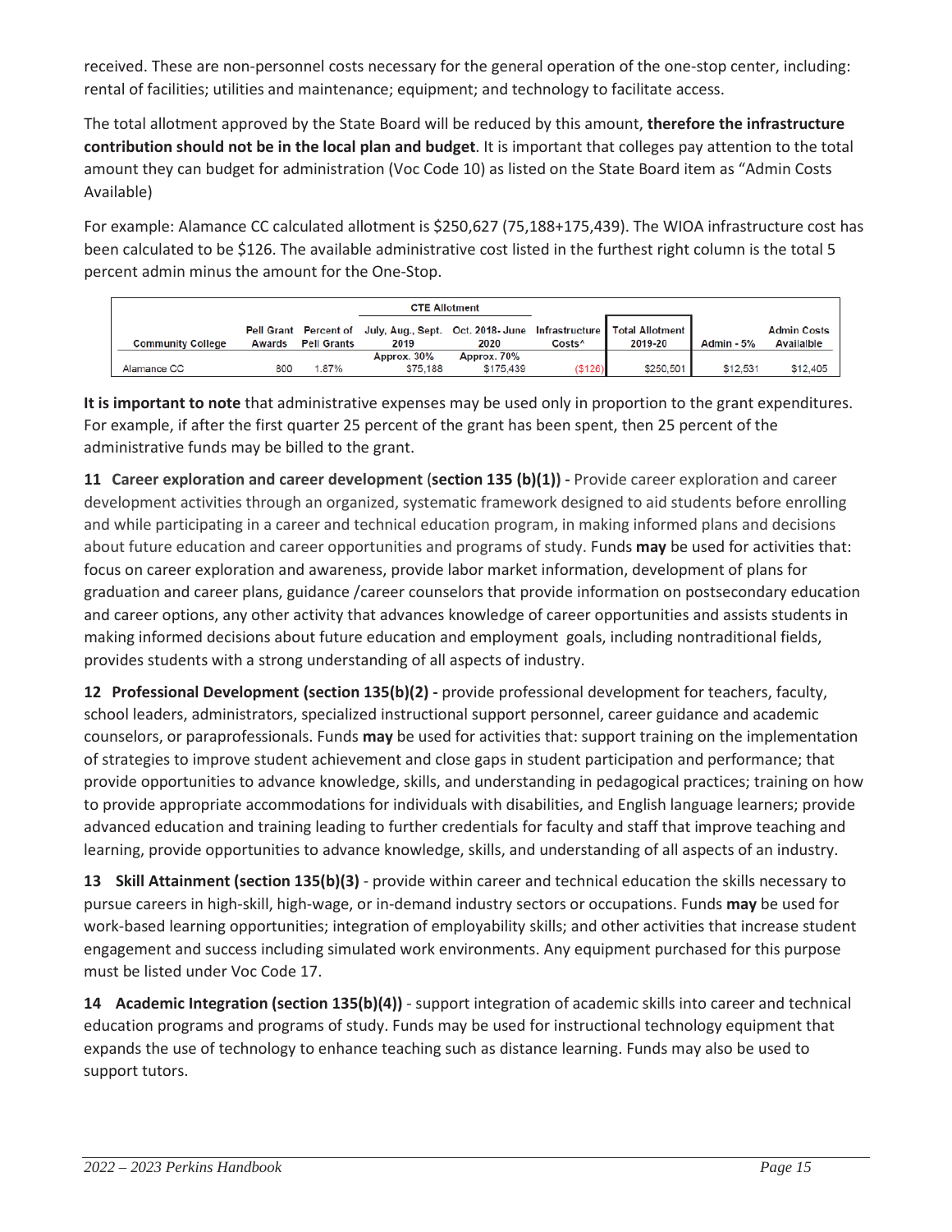received. These are non-personnel costs necessary for the general operation of the one-stop center, including: rental of facilities; utilities and maintenance; equipment; and technology to facilitate access.

The total allotment approved by the State Board will be reduced by this amount, **therefore the infrastructure contribution should not be in the local plan and budget**. It is important that colleges pay attention to the total amount they can budget for administration (Voc Code 10) as listed on the State Board item as "Admin Costs Available)

For example: Alamance CC calculated allotment is $250,627 (75,188+175,439). The WIOA infrastructure cost has been calculated to be $126. The available administrative cost listed in the furthest right column is the total 5 percent admin minus the amount for the One-Stop.

| | | | CTE Allotment | | | | | |
|---|---|---|---|---|---|---|---|---|
| Community College | Pell Grant Awards | Percent of Pell Grants | July, Aug., Sept. 2019 | Oct. 2018- June 2020 | Infrastructure Costs^ | Total Allotment 2019-20 | Admin - 5% | Admin Costs Availalble |
| | | | Approx. 30% | Approx. 70% | | | | |
| Alamance CC | 800 | 1.87% | $75,188 | $175,439 | ($126) | $250,501 | $12,531 | $12,405 |

**It is important to note** that administrative expenses may be used only in proportion to the grant expenditures. For example, if after the first quarter 25 percent of the grant has been spent, then 25 percent of the administrative funds may be billed to the grant.

**11 Career exploration and career development** (**section 135 (b)(1)) -** Provide career exploration and career development activities through an organized, systematic framework designed to aid students before enrolling and while participating in a career and technical education program, in making informed plans and decisions about future education and career opportunities and programs of study. Funds **may** be used for activities that: focus on career exploration and awareness, provide labor market information, development of plans for graduation and career plans, guidance /career counselors that provide information on postsecondary education and career options, any other activity that advances knowledge of career opportunities and assists students in making informed decisions about future education and employment goals, including nontraditional fields, provides students with a strong understanding of all aspects of industry.

**12 Professional Development (section 135(b)(2) -** provide professional development for teachers, faculty, school leaders, administrators, specialized instructional support personnel, career guidance and academic counselors, or paraprofessionals. Funds **may** be used for activities that: support training on the implementation of strategies to improve student achievement and close gaps in student participation and performance; that provide opportunities to advance knowledge, skills, and understanding in pedagogical practices; training on how to provide appropriate accommodations for individuals with disabilities, and English language learners; provide advanced education and training leading to further credentials for faculty and staff that improve teaching and learning, provide opportunities to advance knowledge, skills, and understanding of all aspects of an industry.

**13 Skill Attainment (section 135(b)(3)** - provide within career and technical education the skills necessary to pursue careers in high-skill, high-wage, or in-demand industry sectors or occupations. Funds **may** be used for work-based learning opportunities; integration of employability skills; and other activities that increase student engagement and success including simulated work environments. Any equipment purchased for this purpose must be listed under Voc Code 17.

**14 Academic Integration (section 135(b)(4))** - support integration of academic skills into career and technical education programs and programs of study. Funds may be used for instructional technology equipment that expands the use of technology to enhance teaching such as distance learning. Funds may also be used to support tutors.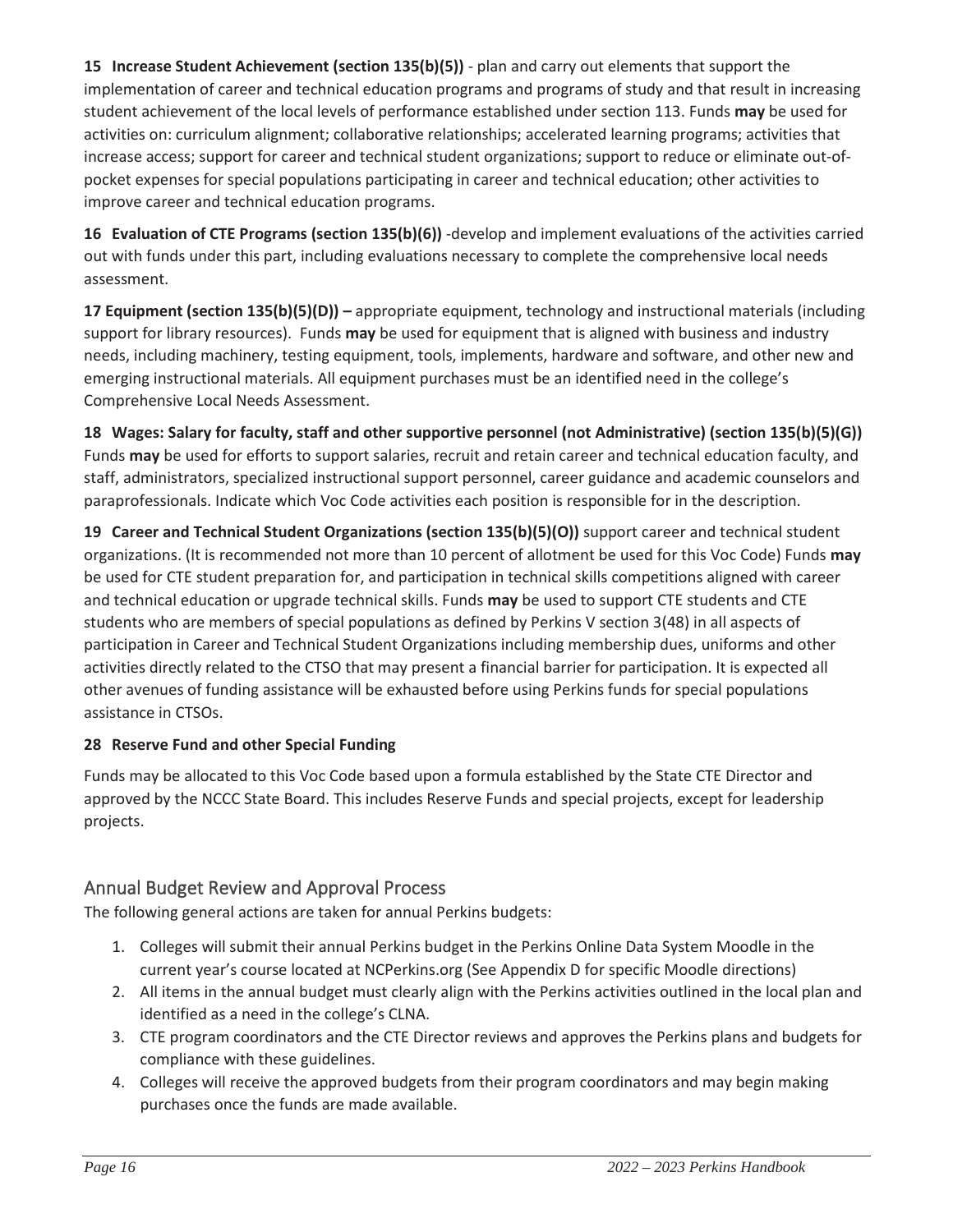**15 Increase Student Achievement (section 135(b)(5))** - plan and carry out elements that support the implementation of career and technical education programs and programs of study and that result in increasing student achievement of the local levels of performance established under section 113. Funds **may** be used for activities on: curriculum alignment; collaborative relationships; accelerated learning programs; activities that increase access; support for career and technical student organizations; support to reduce or eliminate out-of-pocket expenses for special populations participating in career and technical education; other activities to improve career and technical education programs.

**16 Evaluation of CTE Programs (section 135(b)(6))** -develop and implement evaluations of the activities carried out with funds under this part, including evaluations necessary to complete the comprehensive local needs assessment.

**17 Equipment (section 135(b)(5)(D)) –** appropriate equipment, technology and instructional materials (including support for library resources). Funds **may** be used for equipment that is aligned with business and industry needs, including machinery, testing equipment, tools, implements, hardware and software, and other new and emerging instructional materials. All equipment purchases must be an identified need in the college's Comprehensive Local Needs Assessment.

**18 Wages: Salary for faculty, staff and other supportive personnel (not Administrative) (section 135(b)(5)(G))** Funds **may** be used for efforts to support salaries, recruit and retain career and technical education faculty, and staff, administrators, specialized instructional support personnel, career guidance and academic counselors and paraprofessionals. Indicate which Voc Code activities each position is responsible for in the description.

**19 Career and Technical Student Organizations (section 135(b)(5)(O))** support career and technical student organizations. (It is recommended not more than 10 percent of allotment be used for this Voc Code) Funds **may** be used for CTE student preparation for, and participation in technical skills competitions aligned with career and technical education or upgrade technical skills. Funds **may** be used to support CTE students and CTE students who are members of special populations as defined by Perkins V section 3(48) in all aspects of participation in Career and Technical Student Organizations including membership dues, uniforms and other activities directly related to the CTSO that may present a financial barrier for participation. It is expected all other avenues of funding assistance will be exhausted before using Perkins funds for special populations assistance in CTSOs.

**28 Reserve Fund and other Special Funding**

Funds may be allocated to this Voc Code based upon a formula established by the State CTE Director and approved by the NCCC State Board. This includes Reserve Funds and special projects, except for leadership projects.

## Annual Budget Review and Approval Process

The following general actions are taken for annual Perkins budgets:

1. Colleges will submit their annual Perkins budget in the Perkins Online Data System Moodle in the current year's course located at NCPerkins.org (See Appendix D for specific Moodle directions)
2. All items in the annual budget must clearly align with the Perkins activities outlined in the local plan and identified as a need in the college's CLNA.
3. CTE program coordinators and the CTE Director reviews and approves the Perkins plans and budgets for compliance with these guidelines.
4. Colleges will receive the approved budgets from their program coordinators and may begin making purchases once the funds are made available.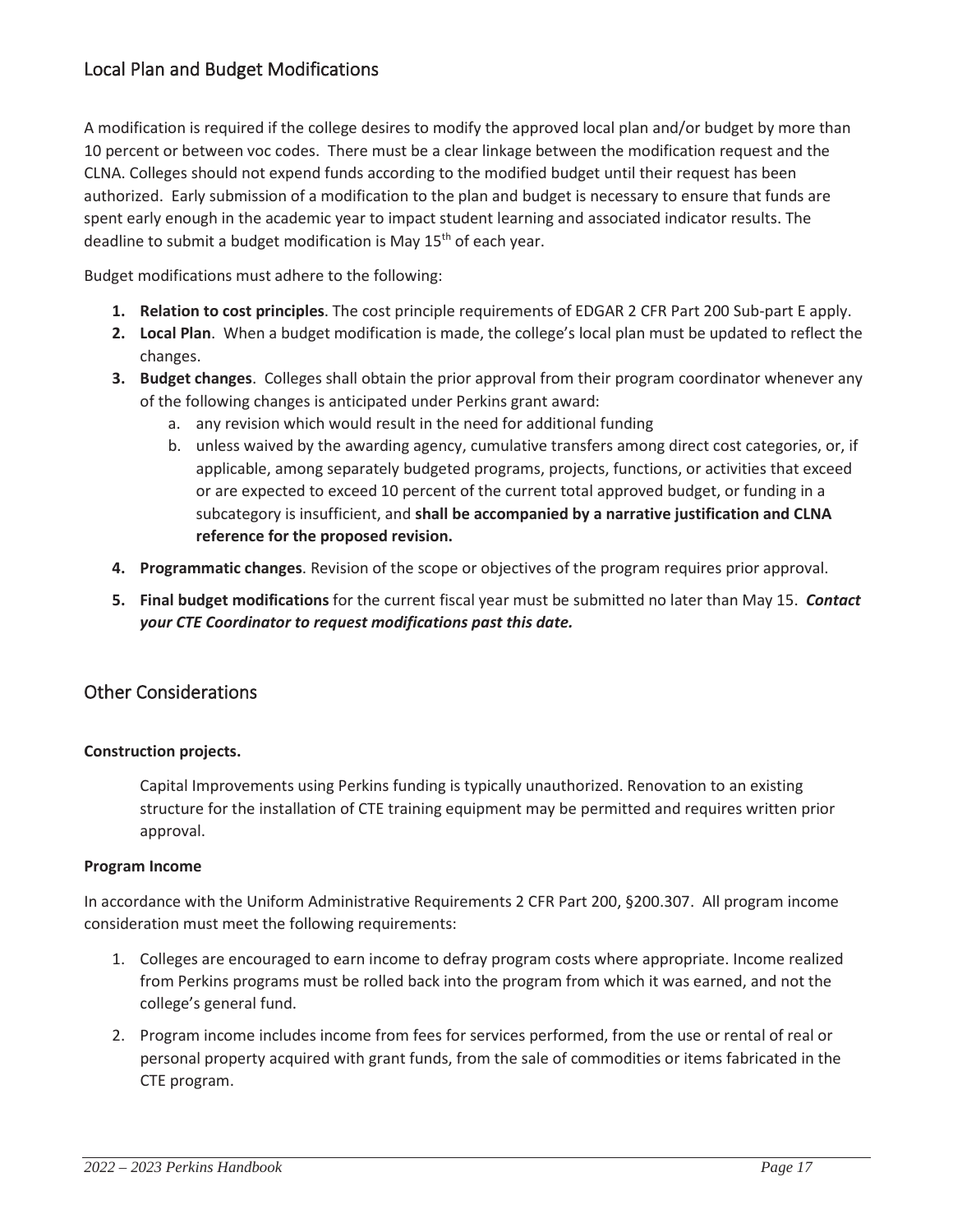## Local Plan and Budget Modifications

A modification is required if the college desires to modify the approved local plan and/or budget by more than 10 percent or between voc codes. There must be a clear linkage between the modification request and the CLNA. Colleges should not expend funds according to the modified budget until their request has been authorized. Early submission of a modification to the plan and budget is necessary to ensure that funds are spent early enough in the academic year to impact student learning and associated indicator results. The deadline to submit a budget modification is May 15th of each year.

Budget modifications must adhere to the following:

1. **Relation to cost principles**. The cost principle requirements of EDGAR 2 CFR Part 200 Sub-part E apply.
2. **Local Plan**. When a budget modification is made, the college's local plan must be updated to reflect the changes.
3. **Budget changes**. Colleges shall obtain the prior approval from their program coordinator whenever any of the following changes is anticipated under Perkins grant award:
    a. any revision which would result in the need for additional funding
    b. unless waived by the awarding agency, cumulative transfers among direct cost categories, or, if applicable, among separately budgeted programs, projects, functions, or activities that exceed or are expected to exceed 10 percent of the current total approved budget, or funding in a subcategory is insufficient, and **shall be accompanied by a narrative justification and CLNA reference for the proposed revision.**
4. **Programmatic changes**. Revision of the scope or objectives of the program requires prior approval.
5. **Final budget modifications** for the current fiscal year must be submitted no later than May 15. ***Contact your CTE Coordinator to request modifications past this date.***

## Other Considerations

**Construction projects.**

Capital Improvements using Perkins funding is typically unauthorized. Renovation to an existing structure for the installation of CTE training equipment may be permitted and requires written prior approval.

**Program Income**

In accordance with the Uniform Administrative Requirements 2 CFR Part 200, §200.307. All program income consideration must meet the following requirements:

1. Colleges are encouraged to earn income to defray program costs where appropriate. Income realized from Perkins programs must be rolled back into the program from which it was earned, and not the college's general fund.
2. Program income includes income from fees for services performed, from the use or rental of real or personal property acquired with grant funds, from the sale of commodities or items fabricated in the CTE program.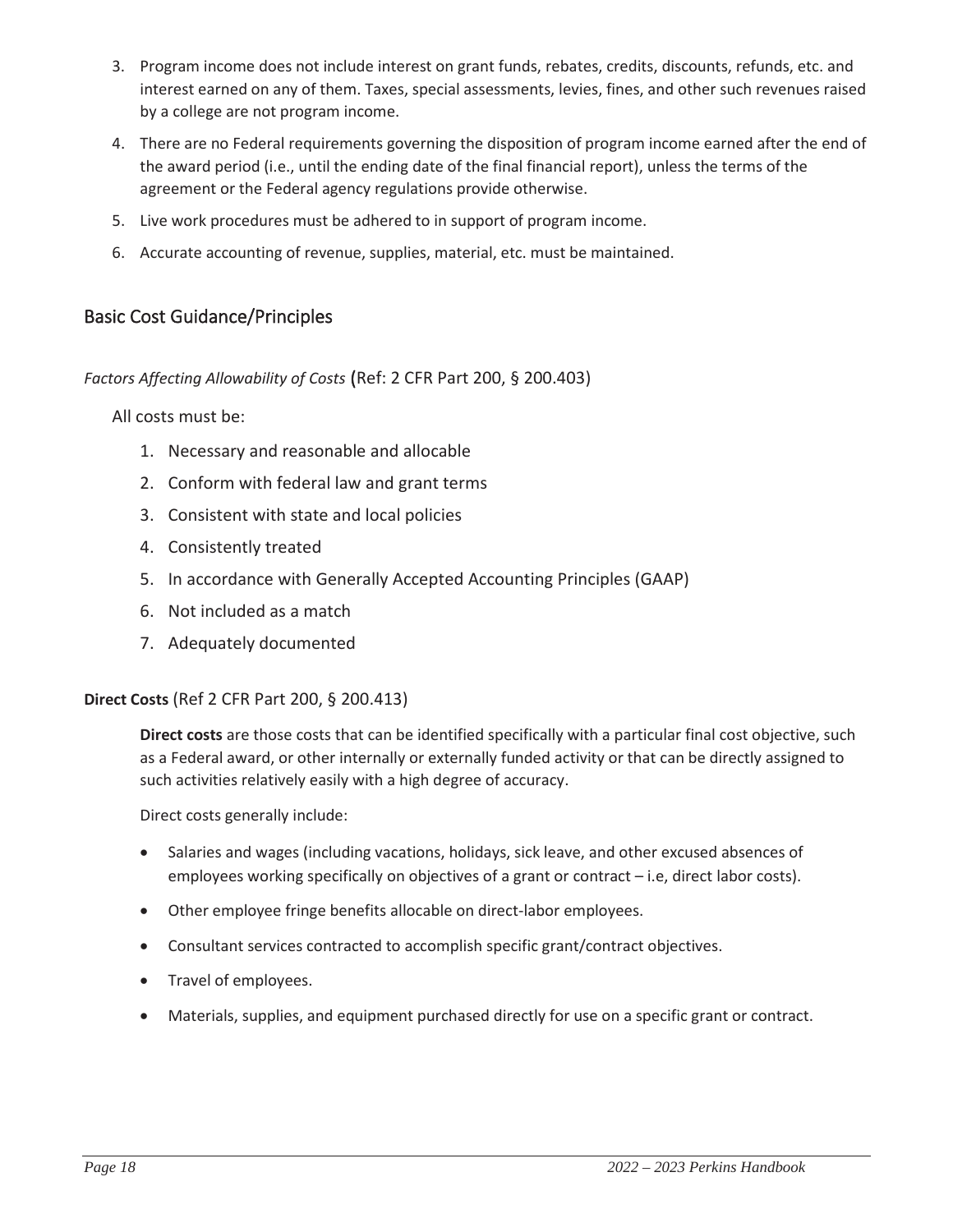3. Program income does not include interest on grant funds, rebates, credits, discounts, refunds, etc. and interest earned on any of them. Taxes, special assessments, levies, fines, and other such revenues raised by a college are not program income.
4. There are no Federal requirements governing the disposition of program income earned after the end of the award period (i.e., until the ending date of the final financial report), unless the terms of the agreement or the Federal agency regulations provide otherwise.
5. Live work procedures must be adhered to in support of program income.
6. Accurate accounting of revenue, supplies, material, etc. must be maintained.

## Basic Cost Guidance/Principles

*Factors Affecting Allowability of Costs* (Ref: 2 CFR Part 200, § 200.403)

All costs must be:

1. Necessary and reasonable and allocable
2. Conform with federal law and grant terms
3. Consistent with state and local policies
4. Consistently treated
5. In accordance with Generally Accepted Accounting Principles (GAAP)
6. Not included as a match
7. Adequately documented

**Direct Costs** (Ref 2 CFR Part 200, § 200.413)

**Direct costs** are those costs that can be identified specifically with a particular final cost objective, such as a Federal award, or other internally or externally funded activity or that can be directly assigned to such activities relatively easily with a high degree of accuracy.

Direct costs generally include:

- Salaries and wages (including vacations, holidays, sick leave, and other excused absences of employees working specifically on objectives of a grant or contract – i.e, direct labor costs).
- Other employee fringe benefits allocable on direct-labor employees.
- Consultant services contracted to accomplish specific grant/contract objectives.
- Travel of employees.
- Materials, supplies, and equipment purchased directly for use on a specific grant or contract.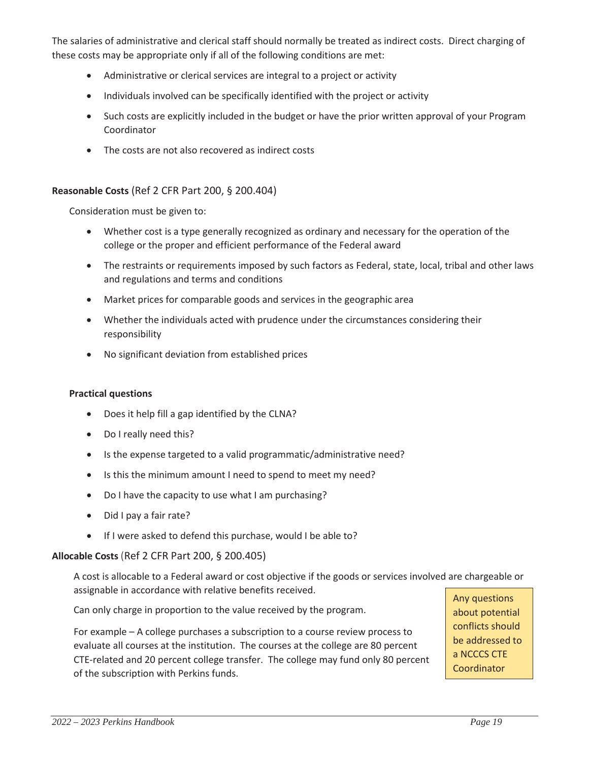The salaries of administrative and clerical staff should normally be treated as indirect costs. Direct charging of these costs may be appropriate only if all of the following conditions are met:

- Administrative or clerical services are integral to a project or activity
- Individuals involved can be specifically identified with the project or activity
- Such costs are explicitly included in the budget or have the prior written approval of your Program Coordinator
- The costs are not also recovered as indirect costs

**Reasonable Costs** (Ref 2 CFR Part 200, § 200.404)

Consideration must be given to:

- Whether cost is a type generally recognized as ordinary and necessary for the operation of the college or the proper and efficient performance of the Federal award
- The restraints or requirements imposed by such factors as Federal, state, local, tribal and other laws and regulations and terms and conditions
- Market prices for comparable goods and services in the geographic area
- Whether the individuals acted with prudence under the circumstances considering their responsibility
- No significant deviation from established prices

**Practical questions**

- Does it help fill a gap identified by the CLNA?
- Do I really need this?
- Is the expense targeted to a valid programmatic/administrative need?
- Is this the minimum amount I need to spend to meet my need?
- Do I have the capacity to use what I am purchasing?
- Did I pay a fair rate?
- If I were asked to defend this purchase, would I be able to?

**Allocable Costs** (Ref 2 CFR Part 200, § 200.405)

A cost is allocable to a Federal award or cost objective if the goods or services involved are chargeable or assignable in accordance with relative benefits received.

Can only charge in proportion to the value received by the program.

For example – A college purchases a subscription to a course review process to evaluate all courses at the institution. The courses at the college are 80 percent CTE-related and 20 percent college transfer. The college may fund only 80 percent of the subscription with Perkins funds.

Any questions about potential conflicts should be addressed to a NCCCS CTE Coordinator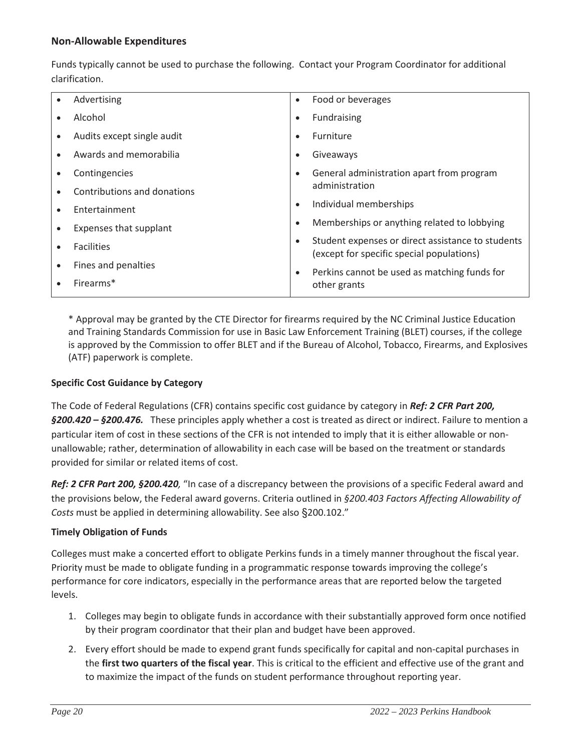### Non-Allowable Expenditures

Funds typically cannot be used to purchase the following. Contact your Program Coordinator for additional clarification.

| | |
|---|---|
| • Advertising<br>• Alcohol<br>• Audits except single audit<br>• Awards and memorabilia<br>• Contingencies<br>• Contributions and donations<br>• Entertainment<br>• Expenses that supplant<br>• Facilities<br>• Fines and penalties<br>• Firearms* | • Food or beverages<br>• Fundraising<br>• Furniture<br>• Giveaways<br>• General administration apart from program administration<br>• Individual memberships<br>• Memberships or anything related to lobbying<br>• Student expenses or direct assistance to students (except for specific special populations)<br>• Perkins cannot be used as matching funds for other grants |

\* Approval may be granted by the CTE Director for firearms required by the NC Criminal Justice Education and Training Standards Commission for use in Basic Law Enforcement Training (BLET) courses, if the college is approved by the Commission to offer BLET and if the Bureau of Alcohol, Tobacco, Firearms, and Explosives (ATF) paperwork is complete.

**Specific Cost Guidance by Category**

The Code of Federal Regulations (CFR) contains specific cost guidance by category in ***Ref: 2 CFR Part 200, §200.420 – §200.476.*** These principles apply whether a cost is treated as direct or indirect. Failure to mention a particular item of cost in these sections of the CFR is not intended to imply that it is either allowable or non-unallowable; rather, determination of allowability in each case will be based on the treatment or standards provided for similar or related items of cost.

***Ref: 2 CFR Part 200, §200.420***, "In case of a discrepancy between the provisions of a specific Federal award and the provisions below, the Federal award governs. Criteria outlined in *§200.403 Factors Affecting Allowability of Costs* must be applied in determining allowability. See also §200.102."

**Timely Obligation of Funds**

Colleges must make a concerted effort to obligate Perkins funds in a timely manner throughout the fiscal year. Priority must be made to obligate funding in a programmatic response towards improving the college's performance for core indicators, especially in the performance areas that are reported below the targeted levels.

1. Colleges may begin to obligate funds in accordance with their substantially approved form once notified by their program coordinator that their plan and budget have been approved.
2. Every effort should be made to expend grant funds specifically for capital and non-capital purchases in the **first two quarters of the fiscal year**. This is critical to the efficient and effective use of the grant and to maximize the impact of the funds on student performance throughout reporting year.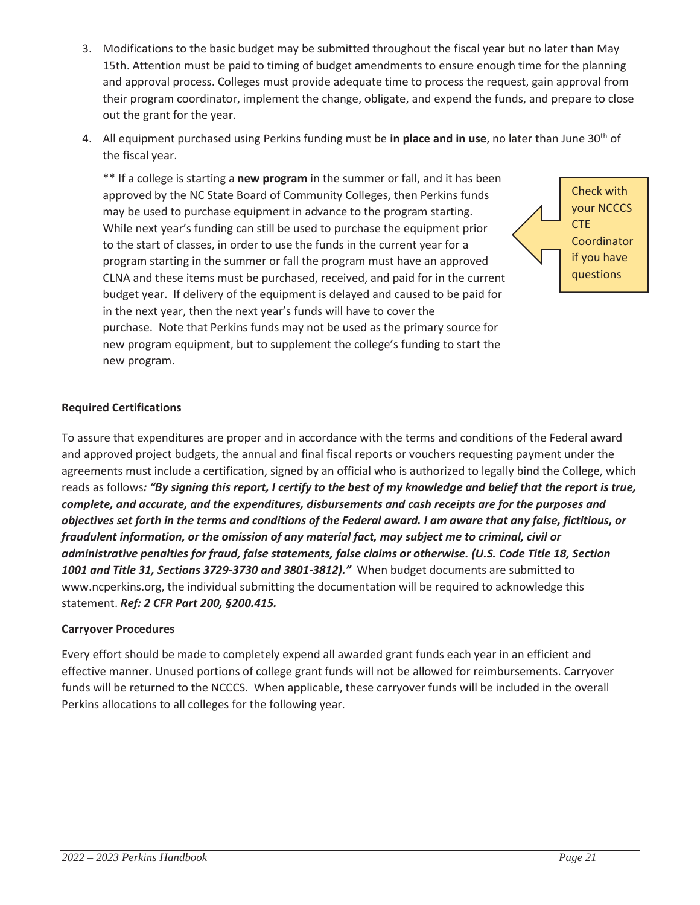3. Modifications to the basic budget may be submitted throughout the fiscal year but no later than May 15th. Attention must be paid to timing of budget amendments to ensure enough time for the planning and approval process. Colleges must provide adequate time to process the request, gain approval from their program coordinator, implement the change, obligate, and expend the funds, and prepare to close out the grant for the year.

4. All equipment purchased using Perkins funding must be **in place and in use**, no later than June 30th of the fiscal year.

   ** If a college is starting a **new program** in the summer or fall, and it has been approved by the NC State Board of Community Colleges, then Perkins funds may be used to purchase equipment in advance to the program starting. While next year's funding can still be used to purchase the equipment prior to the start of classes, in order to use the funds in the current year for a program starting in the summer or fall the program must have an approved CLNA and these items must be purchased, received, and paid for in the current budget year. If delivery of the equipment is delayed and caused to be paid for in the next year, then the next year's funds will have to cover the purchase. Note that Perkins funds may not be used as the primary source for new program equipment, but to supplement the college's funding to start the new program.

Check with your NCCCS CTE Coordinator if you have questions

**Required Certifications**

To assure that expenditures are proper and in accordance with the terms and conditions of the Federal award and approved project budgets, the annual and final fiscal reports or vouchers requesting payment under the agreements must include a certification, signed by an official who is authorized to legally bind the College, which reads as follows***: "By signing this report, I certify to the best of my knowledge and belief that the report is true, complete, and accurate, and the expenditures, disbursements and cash receipts are for the purposes and objectives set forth in the terms and conditions of the Federal award. I am aware that any false, fictitious, or fraudulent information, or the omission of any material fact, may subject me to criminal, civil or administrative penalties for fraud, false statements, false claims or otherwise. (U.S. Code Title 18, Section 1001 and Title 31, Sections 3729-3730 and 3801-3812)."*** When budget documents are submitted to www.ncperkins.org, the individual submitting the documentation will be required to acknowledge this statement. ***Ref: 2 CFR Part 200, §200.415.***

**Carryover Procedures**

Every effort should be made to completely expend all awarded grant funds each year in an efficient and effective manner. Unused portions of college grant funds will not be allowed for reimbursements. Carryover funds will be returned to the NCCCS. When applicable, these carryover funds will be included in the overall Perkins allocations to all colleges for the following year.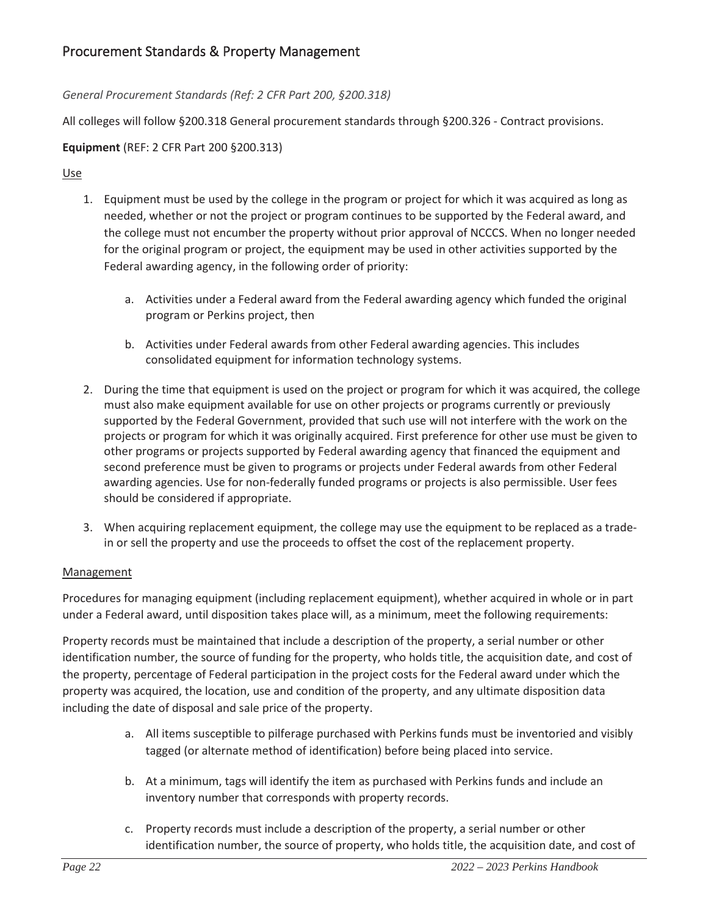## Procurement Standards & Property Management

*General Procurement Standards (Ref: 2 CFR Part 200, §200.318)*

All colleges will follow §200.318 General procurement standards through §200.326 - Contract provisions.

**Equipment** (REF: 2 CFR Part 200 §200.313)

<u>Use</u>

1. Equipment must be used by the college in the program or project for which it was acquired as long as needed, whether or not the project or program continues to be supported by the Federal award, and the college must not encumber the property without prior approval of NCCCS. When no longer needed for the original program or project, the equipment may be used in other activities supported by the Federal awarding agency, in the following order of priority:

    a. Activities under a Federal award from the Federal awarding agency which funded the original program or Perkins project, then

    b. Activities under Federal awards from other Federal awarding agencies. This includes consolidated equipment for information technology systems.

2. During the time that equipment is used on the project or program for which it was acquired, the college must also make equipment available for use on other projects or programs currently or previously supported by the Federal Government, provided that such use will not interfere with the work on the projects or program for which it was originally acquired. First preference for other use must be given to other programs or projects supported by Federal awarding agency that financed the equipment and second preference must be given to programs or projects under Federal awards from other Federal awarding agencies. Use for non-federally funded programs or projects is also permissible. User fees should be considered if appropriate.

3. When acquiring replacement equipment, the college may use the equipment to be replaced as a trade-in or sell the property and use the proceeds to offset the cost of the replacement property.

<u>Management</u>

Procedures for managing equipment (including replacement equipment), whether acquired in whole or in part under a Federal award, until disposition takes place will, as a minimum, meet the following requirements:

Property records must be maintained that include a description of the property, a serial number or other identification number, the source of funding for the property, who holds title, the acquisition date, and cost of the property, percentage of Federal participation in the project costs for the Federal award under which the property was acquired, the location, use and condition of the property, and any ultimate disposition data including the date of disposal and sale price of the property.

a. All items susceptible to pilferage purchased with Perkins funds must be inventoried and visibly tagged (or alternate method of identification) before being placed into service.

b. At a minimum, tags will identify the item as purchased with Perkins funds and include an inventory number that corresponds with property records.

c. Property records must include a description of the property, a serial number or other identification number, the source of property, who holds title, the acquisition date, and cost of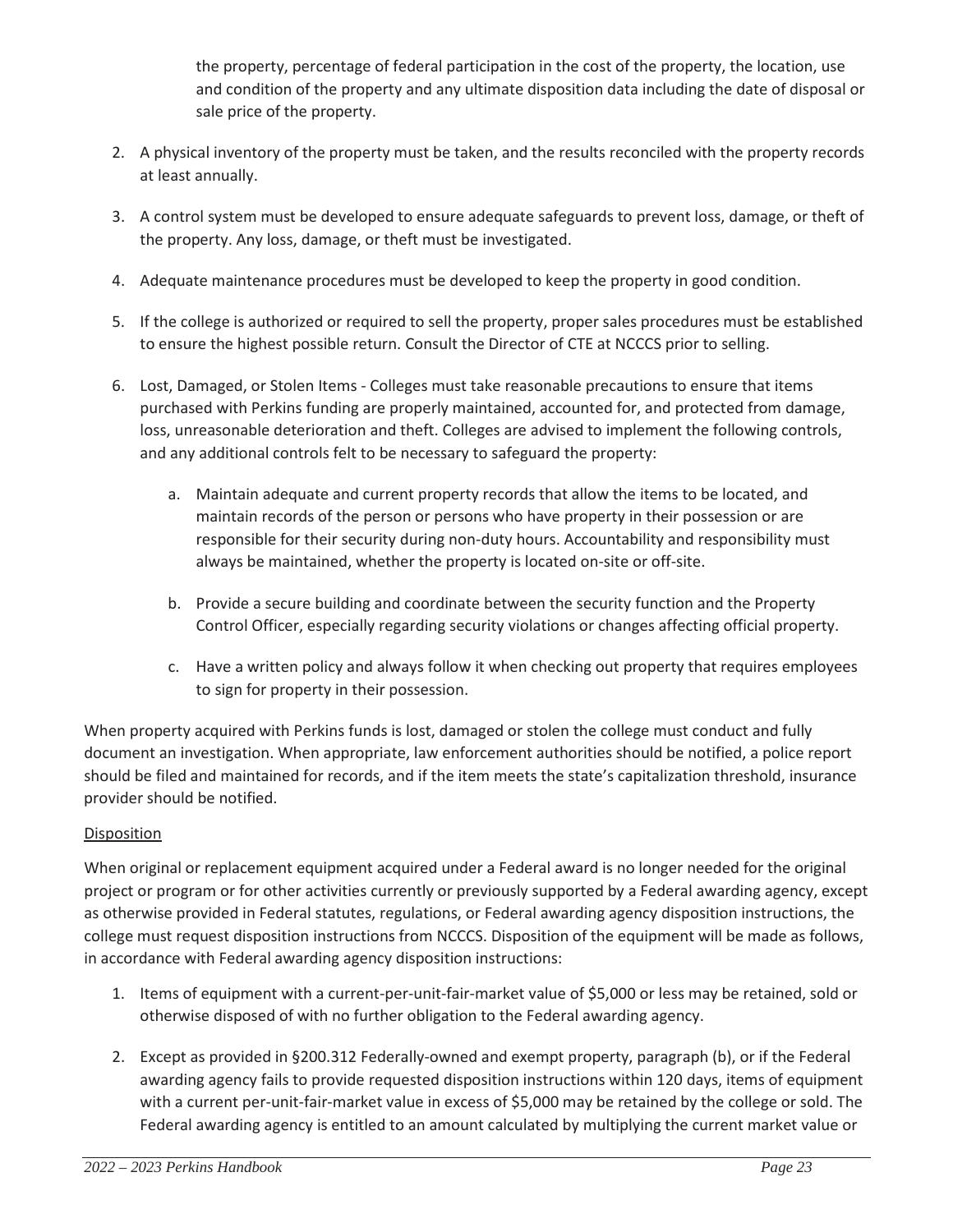the property, percentage of federal participation in the cost of the property, the location, use and condition of the property and any ultimate disposition data including the date of disposal or sale price of the property.

2. A physical inventory of the property must be taken, and the results reconciled with the property records at least annually.

3. A control system must be developed to ensure adequate safeguards to prevent loss, damage, or theft of the property. Any loss, damage, or theft must be investigated.

4. Adequate maintenance procedures must be developed to keep the property in good condition.

5. If the college is authorized or required to sell the property, proper sales procedures must be established to ensure the highest possible return. Consult the Director of CTE at NCCCS prior to selling.

6. Lost, Damaged, or Stolen Items - Colleges must take reasonable precautions to ensure that items purchased with Perkins funding are properly maintained, accounted for, and protected from damage, loss, unreasonable deterioration and theft. Colleges are advised to implement the following controls, and any additional controls felt to be necessary to safeguard the property:

   a. Maintain adequate and current property records that allow the items to be located, and maintain records of the person or persons who have property in their possession or are responsible for their security during non-duty hours. Accountability and responsibility must always be maintained, whether the property is located on-site or off-site.

   b. Provide a secure building and coordinate between the security function and the Property Control Officer, especially regarding security violations or changes affecting official property.

   c. Have a written policy and always follow it when checking out property that requires employees to sign for property in their possession.

When property acquired with Perkins funds is lost, damaged or stolen the college must conduct and fully document an investigation. When appropriate, law enforcement authorities should be notified, a police report should be filed and maintained for records, and if the item meets the state's capitalization threshold, insurance provider should be notified.

<u>Disposition</u>

When original or replacement equipment acquired under a Federal award is no longer needed for the original project or program or for other activities currently or previously supported by a Federal awarding agency, except as otherwise provided in Federal statutes, regulations, or Federal awarding agency disposition instructions, the college must request disposition instructions from NCCCS. Disposition of the equipment will be made as follows, in accordance with Federal awarding agency disposition instructions:

1. Items of equipment with a current-per-unit-fair-market value of $5,000 or less may be retained, sold or otherwise disposed of with no further obligation to the Federal awarding agency.

2. Except as provided in §200.312 Federally-owned and exempt property, paragraph (b), or if the Federal awarding agency fails to provide requested disposition instructions within 120 days, items of equipment with a current per-unit-fair-market value in excess of $5,000 may be retained by the college or sold. The Federal awarding agency is entitled to an amount calculated by multiplying the current market value or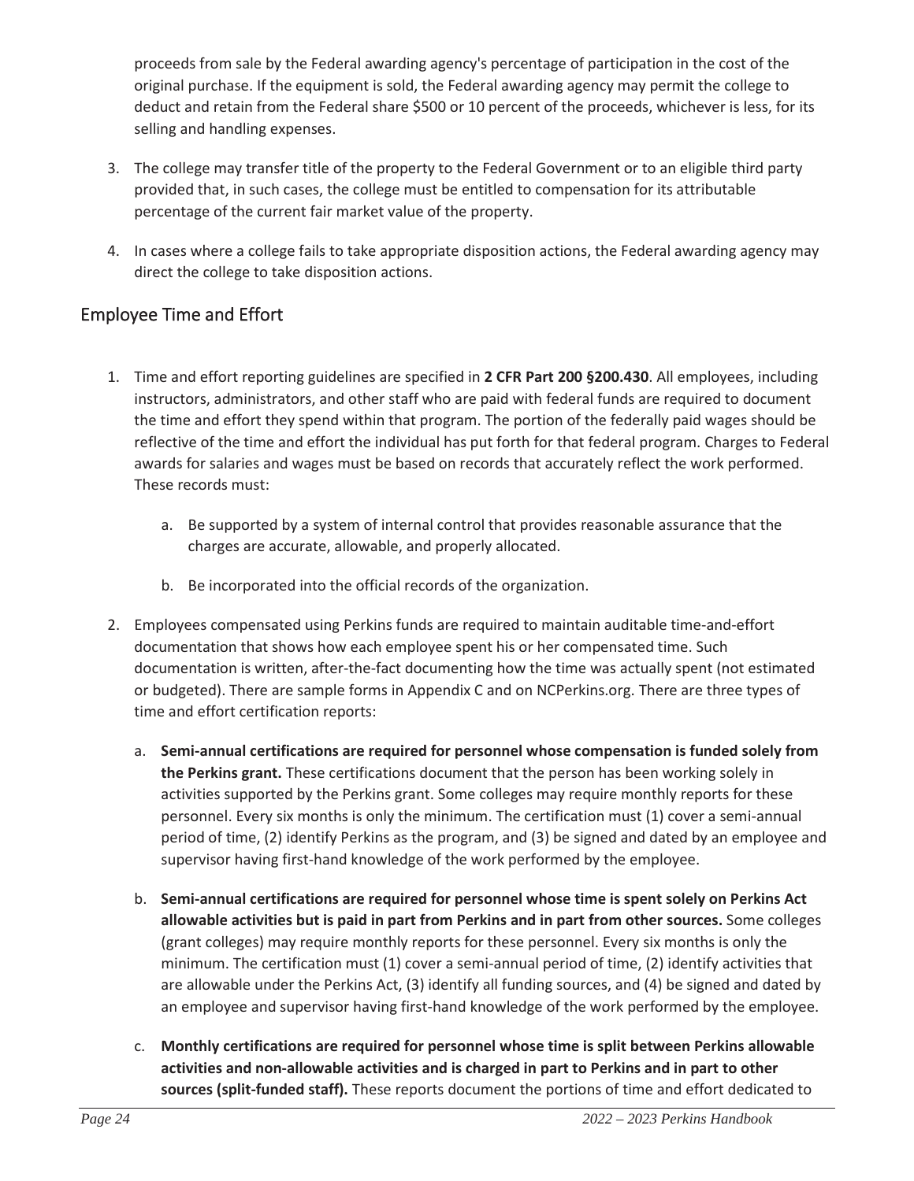proceeds from sale by the Federal awarding agency's percentage of participation in the cost of the original purchase. If the equipment is sold, the Federal awarding agency may permit the college to deduct and retain from the Federal share $500 or 10 percent of the proceeds, whichever is less, for its selling and handling expenses.

3. The college may transfer title of the property to the Federal Government or to an eligible third party provided that, in such cases, the college must be entitled to compensation for its attributable percentage of the current fair market value of the property.

4. In cases where a college fails to take appropriate disposition actions, the Federal awarding agency may direct the college to take disposition actions.

## Employee Time and Effort

1. Time and effort reporting guidelines are specified in **2 CFR Part 200 §200.430**. All employees, including instructors, administrators, and other staff who are paid with federal funds are required to document the time and effort they spend within that program. The portion of the federally paid wages should be reflective of the time and effort the individual has put forth for that federal program. Charges to Federal awards for salaries and wages must be based on records that accurately reflect the work performed. These records must:

   a. Be supported by a system of internal control that provides reasonable assurance that the charges are accurate, allowable, and properly allocated.

   b. Be incorporated into the official records of the organization.

2. Employees compensated using Perkins funds are required to maintain auditable time-and-effort documentation that shows how each employee spent his or her compensated time. Such documentation is written, after-the-fact documenting how the time was actually spent (not estimated or budgeted). There are sample forms in Appendix C and on NCPerkins.org. There are three types of time and effort certification reports:

   a. **Semi-annual certifications are required for personnel whose compensation is funded solely from the Perkins grant.** These certifications document that the person has been working solely in activities supported by the Perkins grant. Some colleges may require monthly reports for these personnel. Every six months is only the minimum. The certification must (1) cover a semi-annual period of time, (2) identify Perkins as the program, and (3) be signed and dated by an employee and supervisor having first-hand knowledge of the work performed by the employee.

   b. **Semi-annual certifications are required for personnel whose time is spent solely on Perkins Act allowable activities but is paid in part from Perkins and in part from other sources.** Some colleges (grant colleges) may require monthly reports for these personnel. Every six months is only the minimum. The certification must (1) cover a semi-annual period of time, (2) identify activities that are allowable under the Perkins Act, (3) identify all funding sources, and (4) be signed and dated by an employee and supervisor having first-hand knowledge of the work performed by the employee.

   c. **Monthly certifications are required for personnel whose time is split between Perkins allowable activities and non-allowable activities and is charged in part to Perkins and in part to other sources (split-funded staff).** These reports document the portions of time and effort dedicated to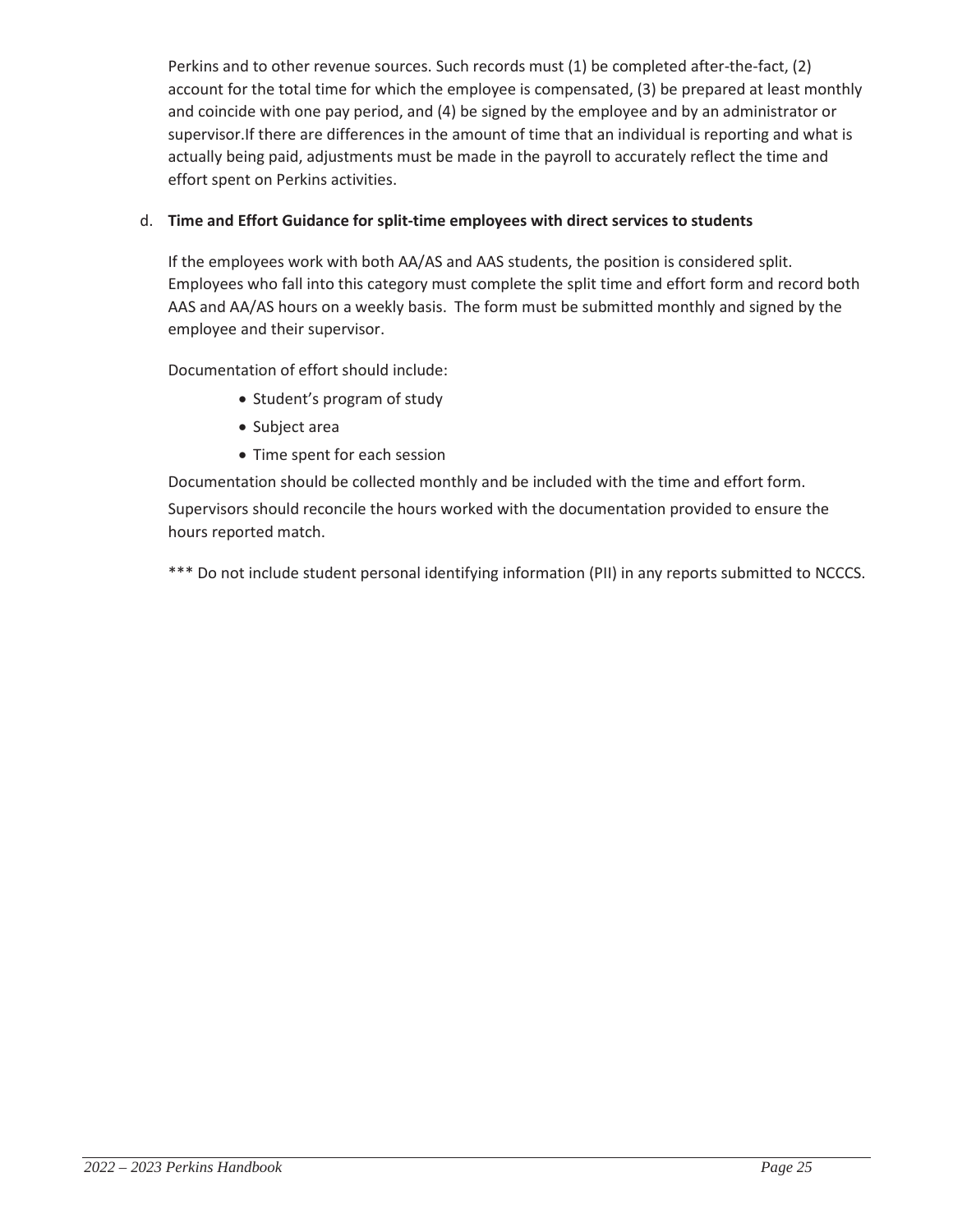Perkins and to other revenue sources. Such records must (1) be completed after-the-fact, (2) account for the total time for which the employee is compensated, (3) be prepared at least monthly and coincide with one pay period, and (4) be signed by the employee and by an administrator or supervisor.If there are differences in the amount of time that an individual is reporting and what is actually being paid, adjustments must be made in the payroll to accurately reflect the time and effort spent on Perkins activities.

d. **Time and Effort Guidance for split-time employees with direct services to students**

If the employees work with both AA/AS and AAS students, the position is considered split. Employees who fall into this category must complete the split time and effort form and record both AAS and AA/AS hours on a weekly basis. The form must be submitted monthly and signed by the employee and their supervisor.

Documentation of effort should include:

- Student's program of study
- Subject area
- Time spent for each session

Documentation should be collected monthly and be included with the time and effort form.

Supervisors should reconcile the hours worked with the documentation provided to ensure the hours reported match.

*** Do not include student personal identifying information (PII) in any reports submitted to NCCCS.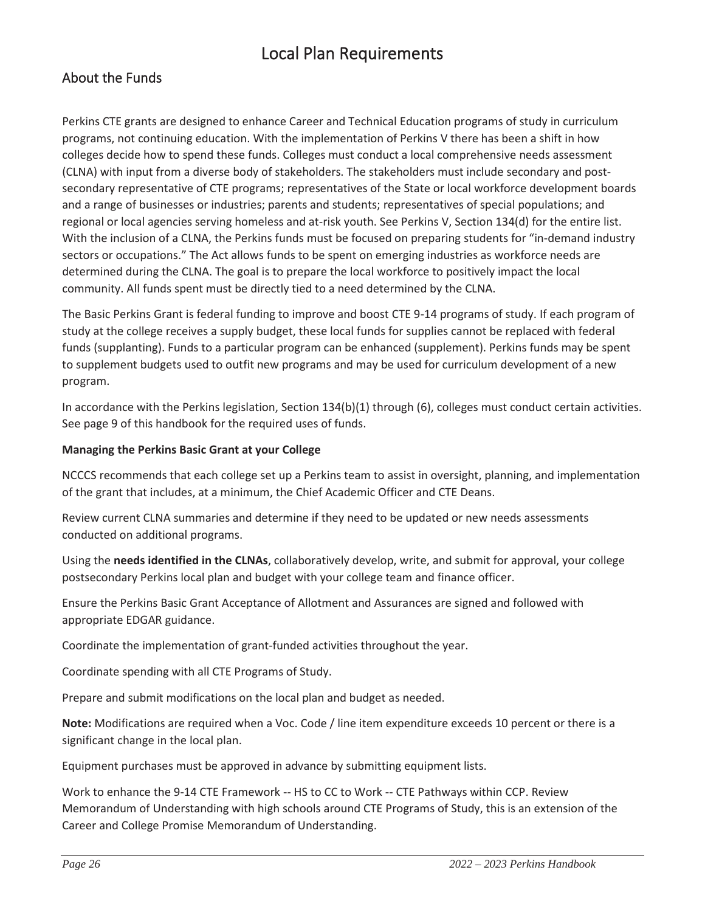# Local Plan Requirements

## About the Funds

Perkins CTE grants are designed to enhance Career and Technical Education programs of study in curriculum programs, not continuing education. With the implementation of Perkins V there has been a shift in how colleges decide how to spend these funds. Colleges must conduct a local comprehensive needs assessment (CLNA) with input from a diverse body of stakeholders. The stakeholders must include secondary and post-secondary representative of CTE programs; representatives of the State or local workforce development boards and a range of businesses or industries; parents and students; representatives of special populations; and regional or local agencies serving homeless and at-risk youth. See Perkins V, Section 134(d) for the entire list. With the inclusion of a CLNA, the Perkins funds must be focused on preparing students for "in-demand industry sectors or occupations." The Act allows funds to be spent on emerging industries as workforce needs are determined during the CLNA. The goal is to prepare the local workforce to positively impact the local community. All funds spent must be directly tied to a need determined by the CLNA.

The Basic Perkins Grant is federal funding to improve and boost CTE 9-14 programs of study. If each program of study at the college receives a supply budget, these local funds for supplies cannot be replaced with federal funds (supplanting). Funds to a particular program can be enhanced (supplement). Perkins funds may be spent to supplement budgets used to outfit new programs and may be used for curriculum development of a new program.

In accordance with the Perkins legislation, Section 134(b)(1) through (6), colleges must conduct certain activities. See page 9 of this handbook for the required uses of funds.

**Managing the Perkins Basic Grant at your College**

NCCCS recommends that each college set up a Perkins team to assist in oversight, planning, and implementation of the grant that includes, at a minimum, the Chief Academic Officer and CTE Deans.

Review current CLNA summaries and determine if they need to be updated or new needs assessments conducted on additional programs.

Using the **needs identified in the CLNAs**, collaboratively develop, write, and submit for approval, your college postsecondary Perkins local plan and budget with your college team and finance officer.

Ensure the Perkins Basic Grant Acceptance of Allotment and Assurances are signed and followed with appropriate EDGAR guidance.

Coordinate the implementation of grant-funded activities throughout the year.

Coordinate spending with all CTE Programs of Study.

Prepare and submit modifications on the local plan and budget as needed.

**Note:** Modifications are required when a Voc. Code / line item expenditure exceeds 10 percent or there is a significant change in the local plan.

Equipment purchases must be approved in advance by submitting equipment lists.

Work to enhance the 9-14 CTE Framework -- HS to CC to Work -- CTE Pathways within CCP. Review Memorandum of Understanding with high schools around CTE Programs of Study, this is an extension of the Career and College Promise Memorandum of Understanding.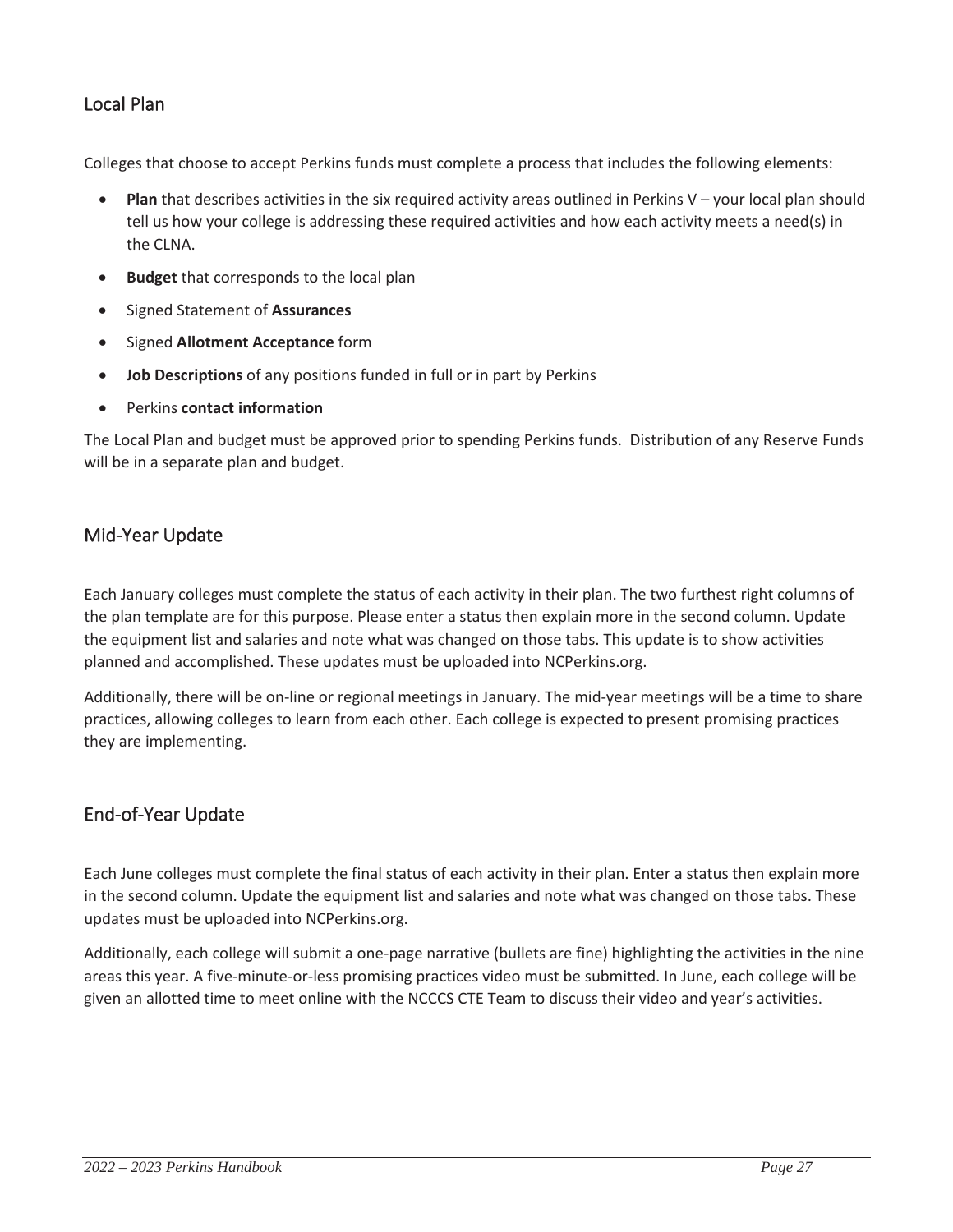## Local Plan

Colleges that choose to accept Perkins funds must complete a process that includes the following elements:

- **Plan** that describes activities in the six required activity areas outlined in Perkins V – your local plan should tell us how your college is addressing these required activities and how each activity meets a need(s) in the CLNA.
- **Budget** that corresponds to the local plan
- Signed Statement of **Assurances**
- Signed **Allotment Acceptance** form
- **Job Descriptions** of any positions funded in full or in part by Perkins
- Perkins **contact information**

The Local Plan and budget must be approved prior to spending Perkins funds. Distribution of any Reserve Funds will be in a separate plan and budget.

## Mid-Year Update

Each January colleges must complete the status of each activity in their plan. The two furthest right columns of the plan template are for this purpose. Please enter a status then explain more in the second column. Update the equipment list and salaries and note what was changed on those tabs. This update is to show activities planned and accomplished. These updates must be uploaded into NCPerkins.org.

Additionally, there will be on-line or regional meetings in January. The mid-year meetings will be a time to share practices, allowing colleges to learn from each other. Each college is expected to present promising practices they are implementing.

## End-of-Year Update

Each June colleges must complete the final status of each activity in their plan. Enter a status then explain more in the second column. Update the equipment list and salaries and note what was changed on those tabs. These updates must be uploaded into NCPerkins.org.

Additionally, each college will submit a one-page narrative (bullets are fine) highlighting the activities in the nine areas this year. A five-minute-or-less promising practices video must be submitted. In June, each college will be given an allotted time to meet online with the NCCCS CTE Team to discuss their video and year's activities.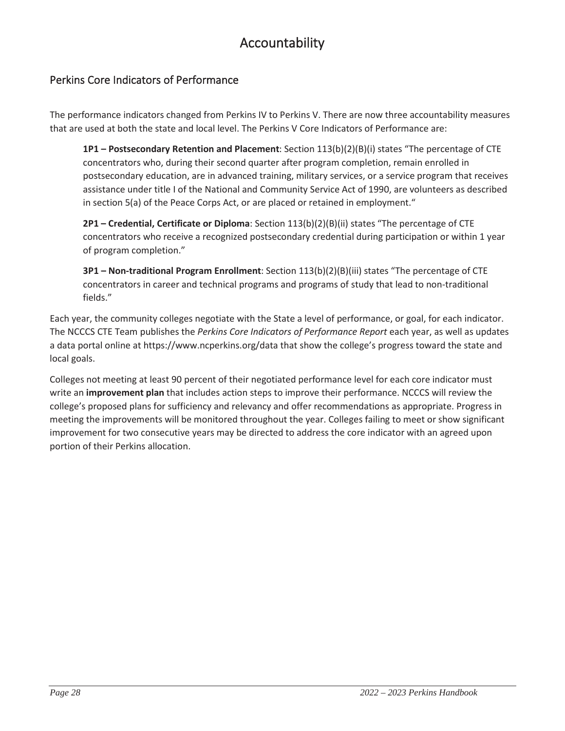# Accountability

## Perkins Core Indicators of Performance

The performance indicators changed from Perkins IV to Perkins V. There are now three accountability measures that are used at both the state and local level. The Perkins V Core Indicators of Performance are:

**1P1 – Postsecondary Retention and Placement**: Section 113(b)(2)(B)(i) states "The percentage of CTE concentrators who, during their second quarter after program completion, remain enrolled in postsecondary education, are in advanced training, military services, or a service program that receives assistance under title I of the National and Community Service Act of 1990, are volunteers as described in section 5(a) of the Peace Corps Act, or are placed or retained in employment."

**2P1 – Credential, Certificate or Diploma**: Section 113(b)(2)(B)(ii) states "The percentage of CTE concentrators who receive a recognized postsecondary credential during participation or within 1 year of program completion."

**3P1 – Non-traditional Program Enrollment**: Section 113(b)(2)(B)(iii) states "The percentage of CTE concentrators in career and technical programs and programs of study that lead to non-traditional fields."

Each year, the community colleges negotiate with the State a level of performance, or goal, for each indicator. The NCCCS CTE Team publishes the *Perkins Core Indicators of Performance Report* each year, as well as updates a data portal online at https://www.ncperkins.org/data that show the college's progress toward the state and local goals.

Colleges not meeting at least 90 percent of their negotiated performance level for each core indicator must write an **improvement plan** that includes action steps to improve their performance. NCCCS will review the college's proposed plans for sufficiency and relevancy and offer recommendations as appropriate. Progress in meeting the improvements will be monitored throughout the year. Colleges failing to meet or show significant improvement for two consecutive years may be directed to address the core indicator with an agreed upon portion of their Perkins allocation.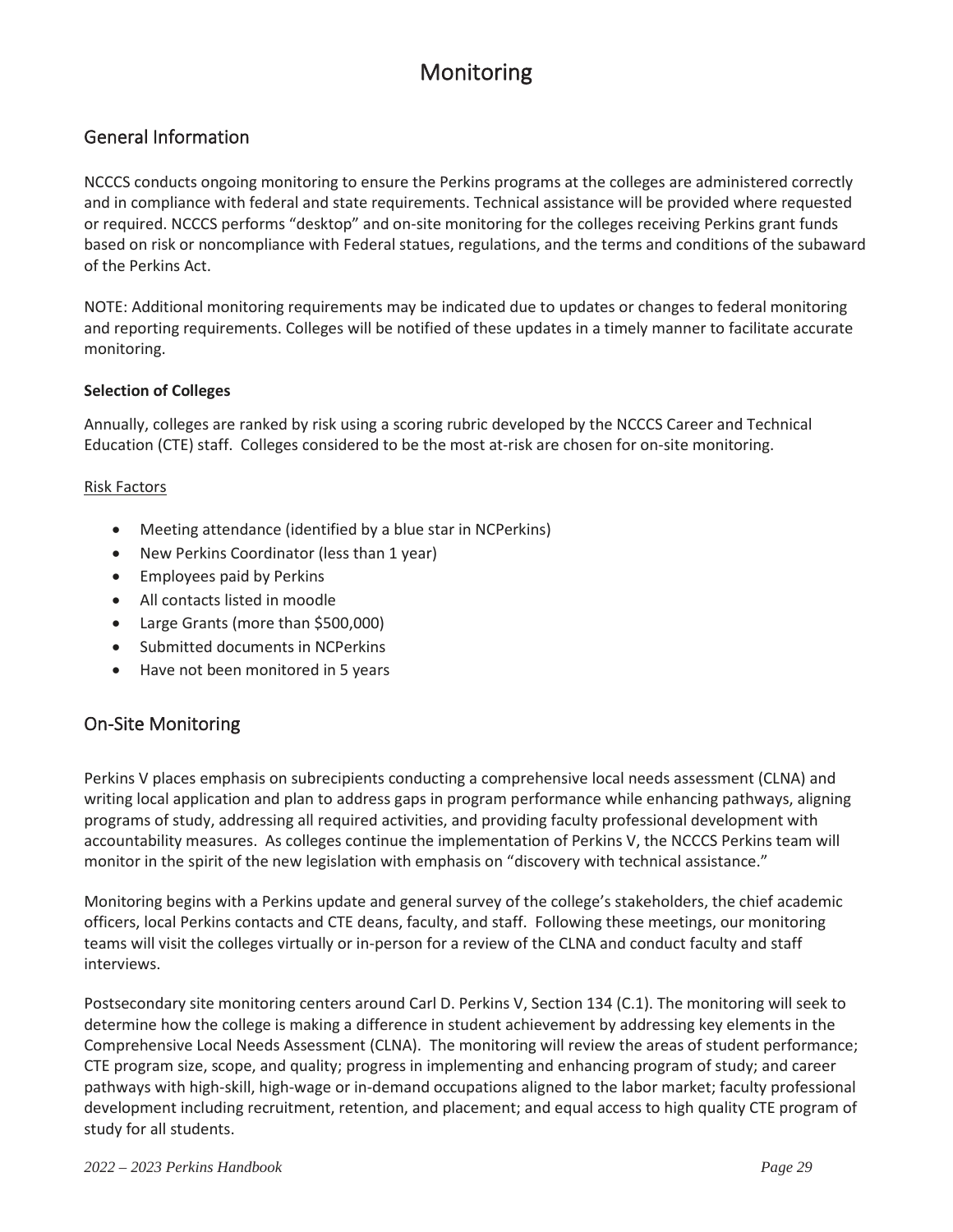# Monitoring

## General Information

NCCCS conducts ongoing monitoring to ensure the Perkins programs at the colleges are administered correctly and in compliance with federal and state requirements. Technical assistance will be provided where requested or required. NCCCS performs "desktop" and on-site monitoring for the colleges receiving Perkins grant funds based on risk or noncompliance with Federal statues, regulations, and the terms and conditions of the subaward of the Perkins Act.

NOTE: Additional monitoring requirements may be indicated due to updates or changes to federal monitoring and reporting requirements. Colleges will be notified of these updates in a timely manner to facilitate accurate monitoring.

**Selection of Colleges**

Annually, colleges are ranked by risk using a scoring rubric developed by the NCCCS Career and Technical Education (CTE) staff. Colleges considered to be the most at-risk are chosen for on-site monitoring.

<u>Risk Factors</u>

- Meeting attendance (identified by a blue star in NCPerkins)
- New Perkins Coordinator (less than 1 year)
- Employees paid by Perkins
- All contacts listed in moodle
- Large Grants (more than $500,000)
- Submitted documents in NCPerkins
- Have not been monitored in 5 years

## On-Site Monitoring

Perkins V places emphasis on subrecipients conducting a comprehensive local needs assessment (CLNA) and writing local application and plan to address gaps in program performance while enhancing pathways, aligning programs of study, addressing all required activities, and providing faculty professional development with accountability measures. As colleges continue the implementation of Perkins V, the NCCCS Perkins team will monitor in the spirit of the new legislation with emphasis on "discovery with technical assistance."

Monitoring begins with a Perkins update and general survey of the college's stakeholders, the chief academic officers, local Perkins contacts and CTE deans, faculty, and staff. Following these meetings, our monitoring teams will visit the colleges virtually or in-person for a review of the CLNA and conduct faculty and staff interviews.

Postsecondary site monitoring centers around Carl D. Perkins V, Section 134 (C.1). The monitoring will seek to determine how the college is making a difference in student achievement by addressing key elements in the Comprehensive Local Needs Assessment (CLNA). The monitoring will review the areas of student performance; CTE program size, scope, and quality; progress in implementing and enhancing program of study; and career pathways with high-skill, high-wage or in-demand occupations aligned to the labor market; faculty professional development including recruitment, retention, and placement; and equal access to high quality CTE program of study for all students.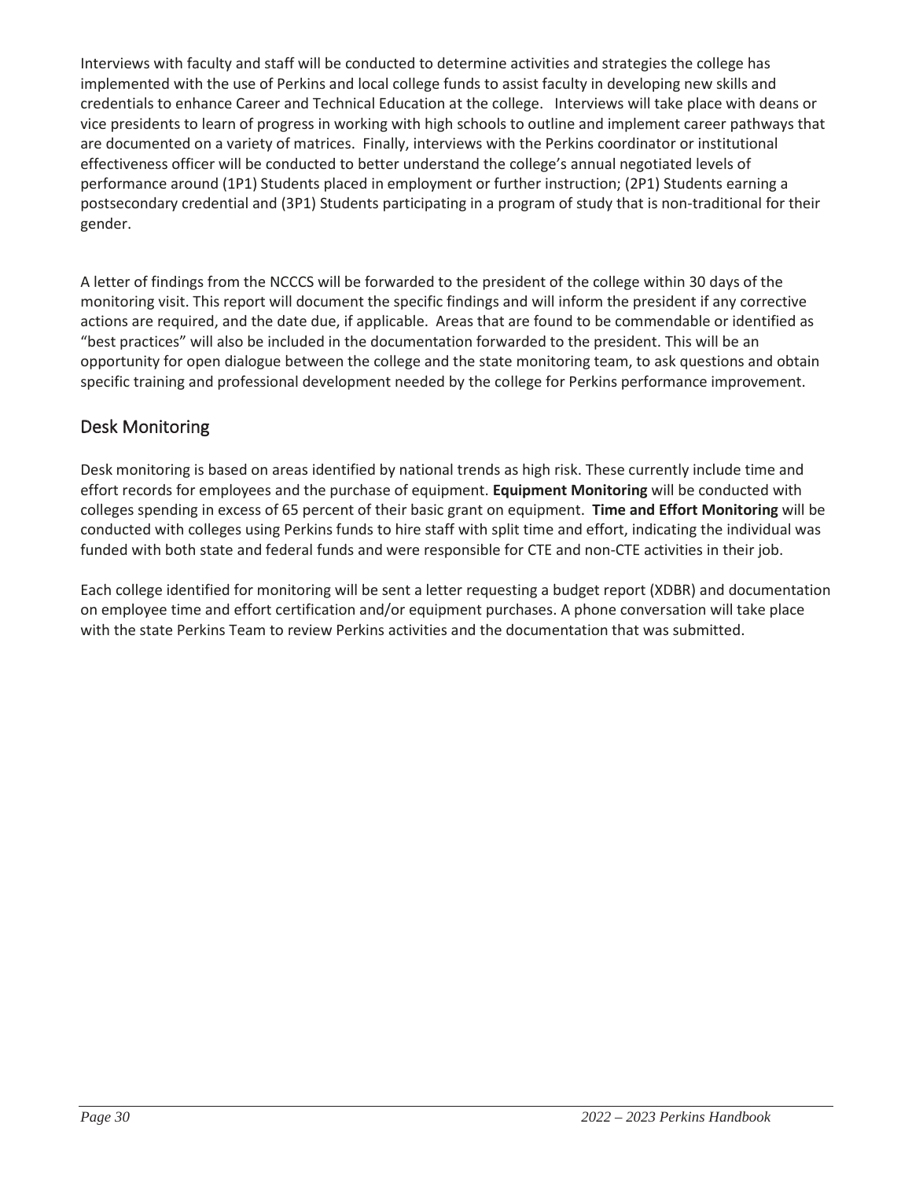Interviews with faculty and staff will be conducted to determine activities and strategies the college has implemented with the use of Perkins and local college funds to assist faculty in developing new skills and credentials to enhance Career and Technical Education at the college. Interviews will take place with deans or vice presidents to learn of progress in working with high schools to outline and implement career pathways that are documented on a variety of matrices. Finally, interviews with the Perkins coordinator or institutional effectiveness officer will be conducted to better understand the college's annual negotiated levels of performance around (1P1) Students placed in employment or further instruction; (2P1) Students earning a postsecondary credential and (3P1) Students participating in a program of study that is non-traditional for their gender.

A letter of findings from the NCCCS will be forwarded to the president of the college within 30 days of the monitoring visit. This report will document the specific findings and will inform the president if any corrective actions are required, and the date due, if applicable. Areas that are found to be commendable or identified as "best practices" will also be included in the documentation forwarded to the president. This will be an opportunity for open dialogue between the college and the state monitoring team, to ask questions and obtain specific training and professional development needed by the college for Perkins performance improvement.

## Desk Monitoring

Desk monitoring is based on areas identified by national trends as high risk. These currently include time and effort records for employees and the purchase of equipment. **Equipment Monitoring** will be conducted with colleges spending in excess of 65 percent of their basic grant on equipment. **Time and Effort Monitoring** will be conducted with colleges using Perkins funds to hire staff with split time and effort, indicating the individual was funded with both state and federal funds and were responsible for CTE and non-CTE activities in their job.

Each college identified for monitoring will be sent a letter requesting a budget report (XDBR) and documentation on employee time and effort certification and/or equipment purchases. A phone conversation will take place with the state Perkins Team to review Perkins activities and the documentation that was submitted.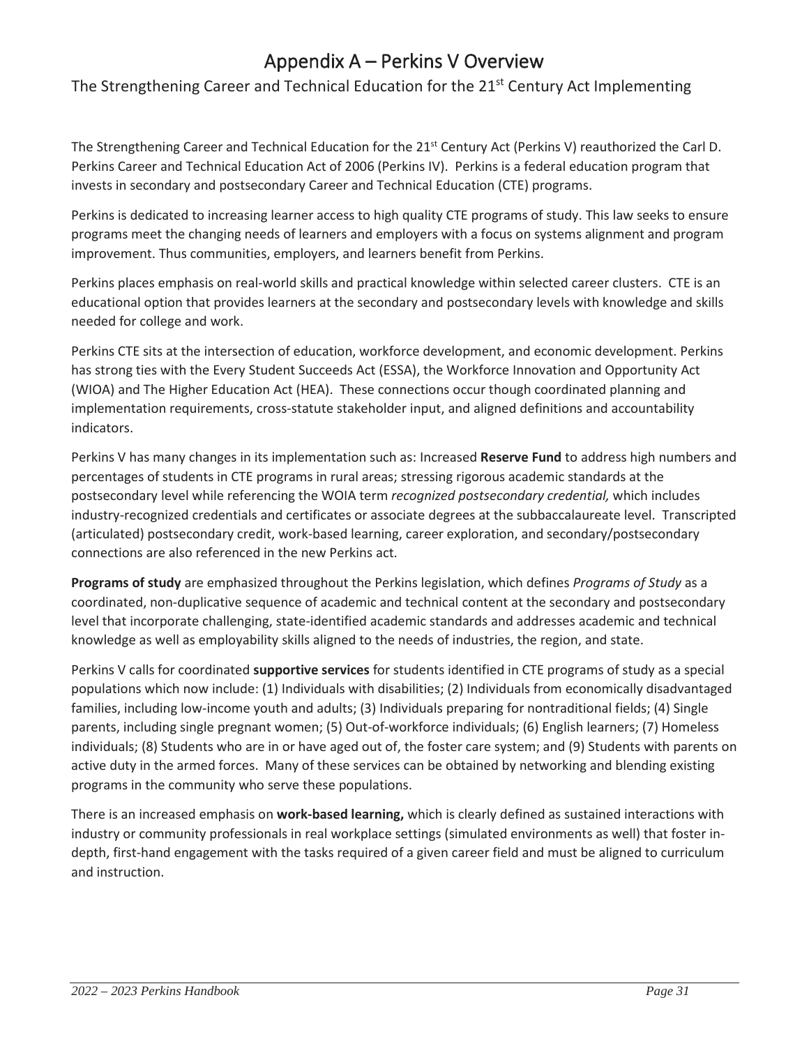# Appendix A – Perkins V Overview

## The Strengthening Career and Technical Education for the 21st Century Act Implementing

The Strengthening Career and Technical Education for the 21st Century Act (Perkins V) reauthorized the Carl D. Perkins Career and Technical Education Act of 2006 (Perkins IV). Perkins is a federal education program that invests in secondary and postsecondary Career and Technical Education (CTE) programs.

Perkins is dedicated to increasing learner access to high quality CTE programs of study. This law seeks to ensure programs meet the changing needs of learners and employers with a focus on systems alignment and program improvement. Thus communities, employers, and learners benefit from Perkins.

Perkins places emphasis on real-world skills and practical knowledge within selected career clusters. CTE is an educational option that provides learners at the secondary and postsecondary levels with knowledge and skills needed for college and work.

Perkins CTE sits at the intersection of education, workforce development, and economic development. Perkins has strong ties with the Every Student Succeeds Act (ESSA), the Workforce Innovation and Opportunity Act (WIOA) and The Higher Education Act (HEA). These connections occur though coordinated planning and implementation requirements, cross-statute stakeholder input, and aligned definitions and accountability indicators.

Perkins V has many changes in its implementation such as: Increased **Reserve Fund** to address high numbers and percentages of students in CTE programs in rural areas; stressing rigorous academic standards at the postsecondary level while referencing the WOIA term *recognized postsecondary credential,* which includes industry-recognized credentials and certificates or associate degrees at the subbaccalaureate level. Transcripted (articulated) postsecondary credit, work-based learning, career exploration, and secondary/postsecondary connections are also referenced in the new Perkins act.

**Programs of study** are emphasized throughout the Perkins legislation, which defines *Programs of Study* as a coordinated, non-duplicative sequence of academic and technical content at the secondary and postsecondary level that incorporate challenging, state-identified academic standards and addresses academic and technical knowledge as well as employability skills aligned to the needs of industries, the region, and state.

Perkins V calls for coordinated **supportive services** for students identified in CTE programs of study as a special populations which now include: (1) Individuals with disabilities; (2) Individuals from economically disadvantaged families, including low-income youth and adults; (3) Individuals preparing for nontraditional fields; (4) Single parents, including single pregnant women; (5) Out-of-workforce individuals; (6) English learners; (7) Homeless individuals; (8) Students who are in or have aged out of, the foster care system; and (9) Students with parents on active duty in the armed forces. Many of these services can be obtained by networking and blending existing programs in the community who serve these populations.

There is an increased emphasis on **work-based learning,** which is clearly defined as sustained interactions with industry or community professionals in real workplace settings (simulated environments as well) that foster in-depth, first-hand engagement with the tasks required of a given career field and must be aligned to curriculum and instruction.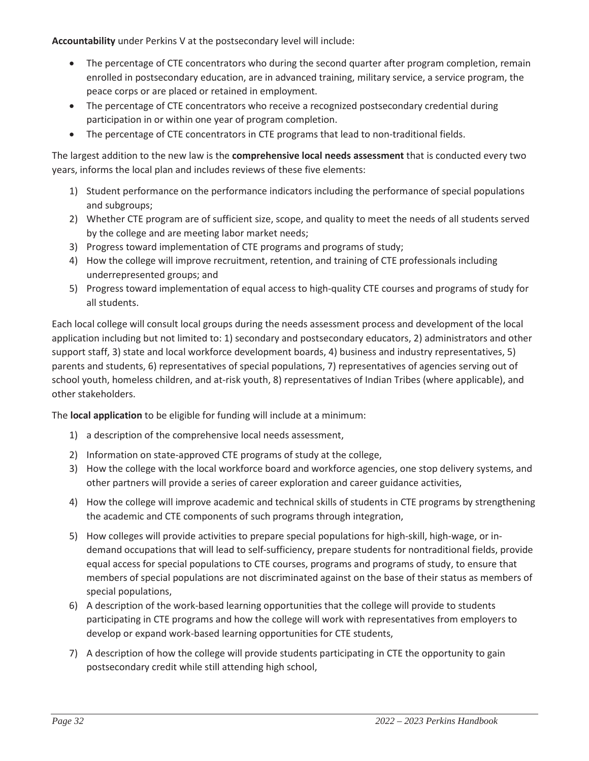**Accountability** under Perkins V at the postsecondary level will include:

- The percentage of CTE concentrators who during the second quarter after program completion, remain enrolled in postsecondary education, are in advanced training, military service, a service program, the peace corps or are placed or retained in employment.
- The percentage of CTE concentrators who receive a recognized postsecondary credential during participation in or within one year of program completion.
- The percentage of CTE concentrators in CTE programs that lead to non-traditional fields.

The largest addition to the new law is the **comprehensive local needs assessment** that is conducted every two years, informs the local plan and includes reviews of these five elements:

1) Student performance on the performance indicators including the performance of special populations and subgroups;
2) Whether CTE program are of sufficient size, scope, and quality to meet the needs of all students served by the college and are meeting labor market needs;
3) Progress toward implementation of CTE programs and programs of study;
4) How the college will improve recruitment, retention, and training of CTE professionals including underrepresented groups; and
5) Progress toward implementation of equal access to high-quality CTE courses and programs of study for all students.

Each local college will consult local groups during the needs assessment process and development of the local application including but not limited to: 1) secondary and postsecondary educators, 2) administrators and other support staff, 3) state and local workforce development boards, 4) business and industry representatives, 5) parents and students, 6) representatives of special populations, 7) representatives of agencies serving out of school youth, homeless children, and at-risk youth, 8) representatives of Indian Tribes (where applicable), and other stakeholders.

The **local application** to be eligible for funding will include at a minimum:

1) a description of the comprehensive local needs assessment,
2) Information on state-approved CTE programs of study at the college,
3) How the college with the local workforce board and workforce agencies, one stop delivery systems, and other partners will provide a series of career exploration and career guidance activities,
4) How the college will improve academic and technical skills of students in CTE programs by strengthening the academic and CTE components of such programs through integration,
5) How colleges will provide activities to prepare special populations for high-skill, high-wage, or in-demand occupations that will lead to self-sufficiency, prepare students for nontraditional fields, provide equal access for special populations to CTE courses, programs and programs of study, to ensure that members of special populations are not discriminated against on the base of their status as members of special populations,
6) A description of the work-based learning opportunities that the college will provide to students participating in CTE programs and how the college will work with representatives from employers to develop or expand work-based learning opportunities for CTE students,
7) A description of how the college will provide students participating in CTE the opportunity to gain postsecondary credit while still attending high school,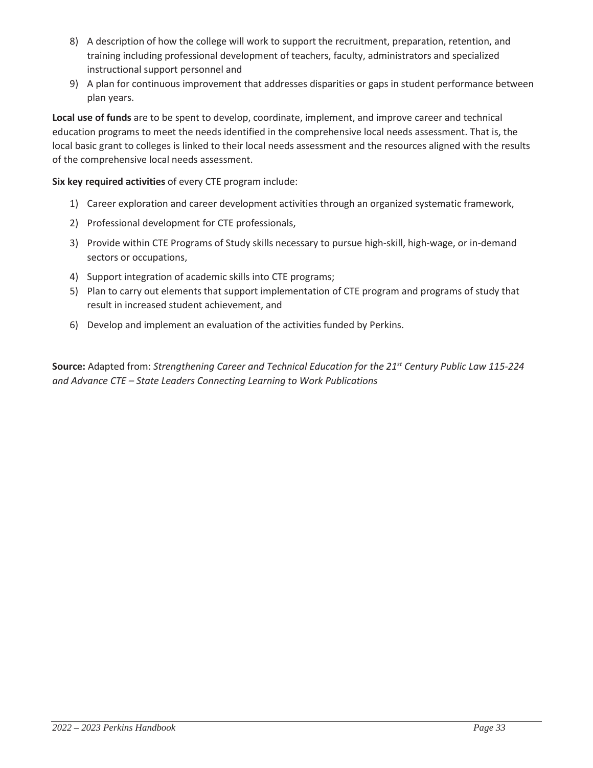8) A description of how the college will work to support the recruitment, preparation, retention, and training including professional development of teachers, faculty, administrators and specialized instructional support personnel and
9) A plan for continuous improvement that addresses disparities or gaps in student performance between plan years.

**Local use of funds** are to be spent to develop, coordinate, implement, and improve career and technical education programs to meet the needs identified in the comprehensive local needs assessment. That is, the local basic grant to colleges is linked to their local needs assessment and the resources aligned with the results of the comprehensive local needs assessment.

**Six key required activities** of every CTE program include:

1) Career exploration and career development activities through an organized systematic framework,
2) Professional development for CTE professionals,
3) Provide within CTE Programs of Study skills necessary to pursue high-skill, high-wage, or in-demand sectors or occupations,
4) Support integration of academic skills into CTE programs;
5) Plan to carry out elements that support implementation of CTE program and programs of study that result in increased student achievement, and
6) Develop and implement an evaluation of the activities funded by Perkins.

**Source:** Adapted from: *Strengthening Career and Technical Education for the 21st Century Public Law 115-224 and Advance CTE – State Leaders Connecting Learning to Work Publications*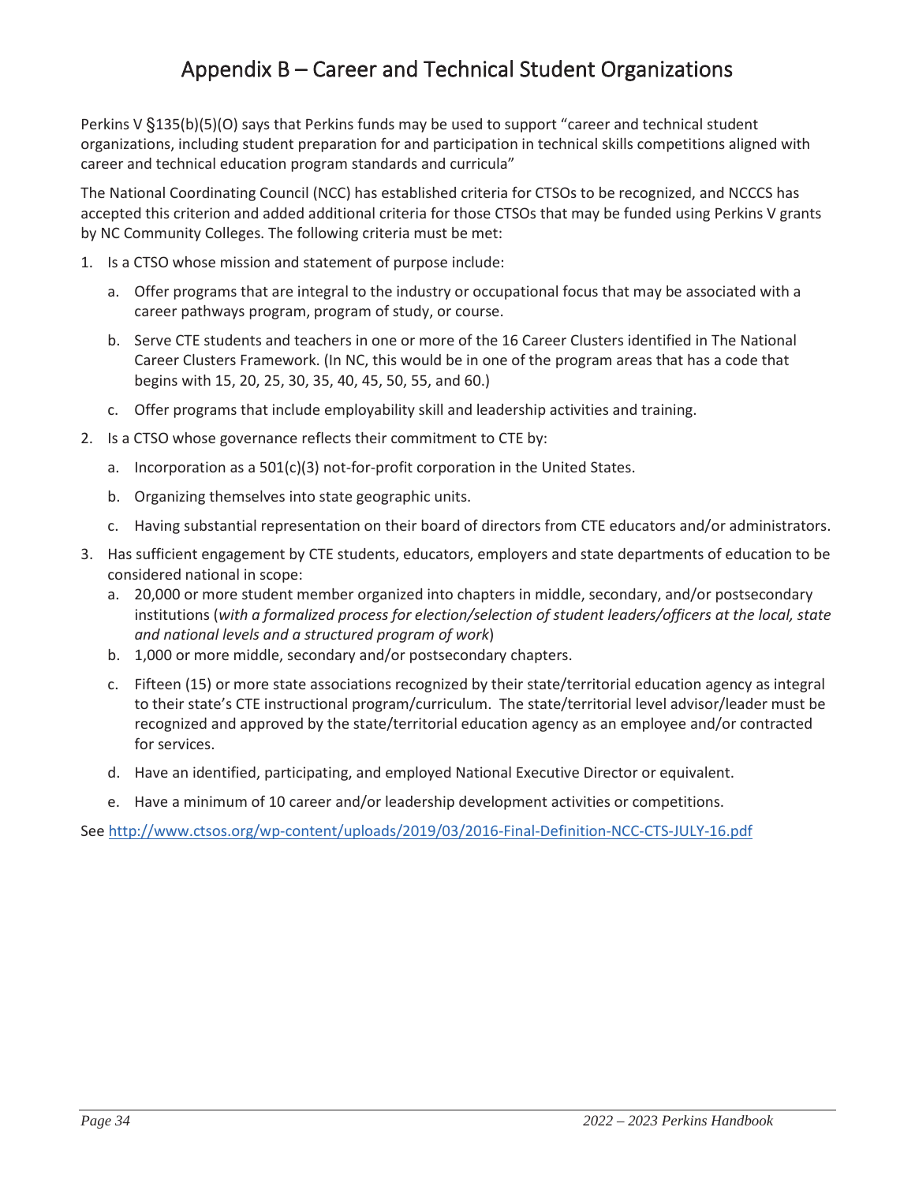# Appendix B – Career and Technical Student Organizations

Perkins V §135(b)(5)(O) says that Perkins funds may be used to support "career and technical student organizations, including student preparation for and participation in technical skills competitions aligned with career and technical education program standards and curricula"

The National Coordinating Council (NCC) has established criteria for CTSOs to be recognized, and NCCCS has accepted this criterion and added additional criteria for those CTSOs that may be funded using Perkins V grants by NC Community Colleges. The following criteria must be met:

1. Is a CTSO whose mission and statement of purpose include:
   a. Offer programs that are integral to the industry or occupational focus that may be associated with a career pathways program, program of study, or course.
   b. Serve CTE students and teachers in one or more of the 16 Career Clusters identified in The National Career Clusters Framework. (In NC, this would be in one of the program areas that has a code that begins with 15, 20, 25, 30, 35, 40, 45, 50, 55, and 60.)
   c. Offer programs that include employability skill and leadership activities and training.
2. Is a CTSO whose governance reflects their commitment to CTE by:
   a. Incorporation as a 501(c)(3) not-for-profit corporation in the United States.
   b. Organizing themselves into state geographic units.
   c. Having substantial representation on their board of directors from CTE educators and/or administrators.
3. Has sufficient engagement by CTE students, educators, employers and state departments of education to be considered national in scope:
   a. 20,000 or more student member organized into chapters in middle, secondary, and/or postsecondary institutions (*with a formalized process for election/selection of student leaders/officers at the local, state and national levels and a structured program of work*)
   b. 1,000 or more middle, secondary and/or postsecondary chapters.
   c. Fifteen (15) or more state associations recognized by their state/territorial education agency as integral to their state's CTE instructional program/curriculum. The state/territorial level advisor/leader must be recognized and approved by the state/territorial education agency as an employee and/or contracted for services.
   d. Have an identified, participating, and employed National Executive Director or equivalent.
   e. Have a minimum of 10 career and/or leadership development activities or competitions.

See http://www.ctsos.org/wp-content/uploads/2019/03/2016-Final-Definition-NCC-CTS-JULY-16.pdf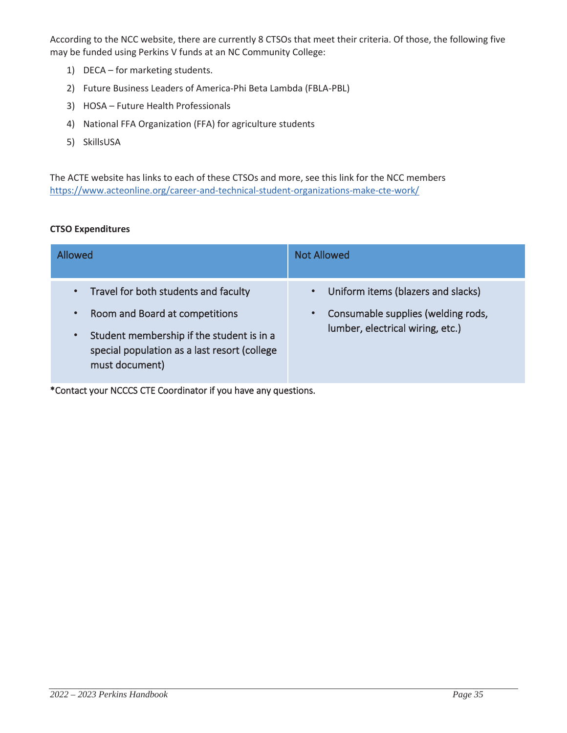According to the NCC website, there are currently 8 CTSOs that meet their criteria. Of those, the following five may be funded using Perkins V funds at an NC Community College:

1) DECA – for marketing students.
2) Future Business Leaders of America-Phi Beta Lambda (FBLA-PBL)
3) HOSA – Future Health Professionals
4) National FFA Organization (FFA) for agriculture students
5) SkillsUSA

The ACTE website has links to each of these CTSOs and more, see this link for the NCC members https://www.acteonline.org/career-and-technical-student-organizations-make-cte-work/

**CTSO Expenditures**

| Allowed | Not Allowed |
|---|---|
| • Travel for both students and faculty<br>• Room and Board at competitions<br>• Student membership if the student is in a special population as a last resort (college must document) | • Uniform items (blazers and slacks)<br>• Consumable supplies (welding rods, lumber, electrical wiring, etc.) |

*Contact your NCCCS CTE Coordinator if you have any questions.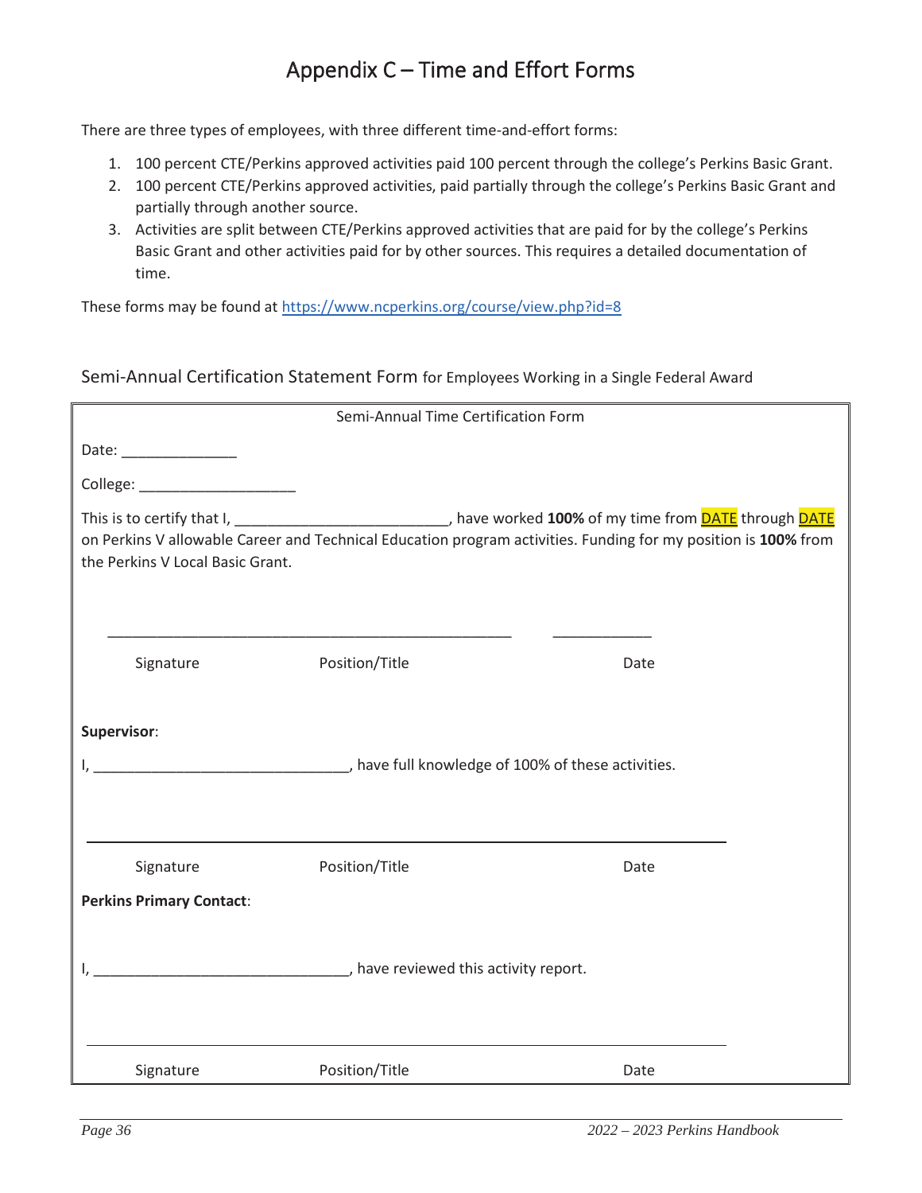# Appendix C – Time and Effort Forms

There are three types of employees, with three different time-and-effort forms:

1. 100 percent CTE/Perkins approved activities paid 100 percent through the college's Perkins Basic Grant.
2. 100 percent CTE/Perkins approved activities, paid partially through the college's Perkins Basic Grant and partially through another source.
3. Activities are split between CTE/Perkins approved activities that are paid for by the college's Perkins Basic Grant and other activities paid for by other sources. This requires a detailed documentation of time.

These forms may be found at https://www.ncperkins.org/course/view.php?id=8

## Semi-Annual Certification Statement Form for Employees Working in a Single Federal Award

Semi-Annual Time Certification Form

Date: ______________

College: ___________________

This is to certify that I, _________________________, have worked **100%** of my time from DATE through DATE on Perkins V allowable Career and Technical Education program activities. Funding for my position is **100%** from the Perkins V Local Basic Grant.

_______________________________________________ ____________

Signature Position/Title Date

**Supervisor**:

I, ______________________________, have full knowledge of 100% of these activities.

_______________________________________________

Signature Position/Title Date

**Perkins Primary Contact**:

I, ______________________________, have reviewed this activity report.

_______________________________________________

Signature Position/Title Date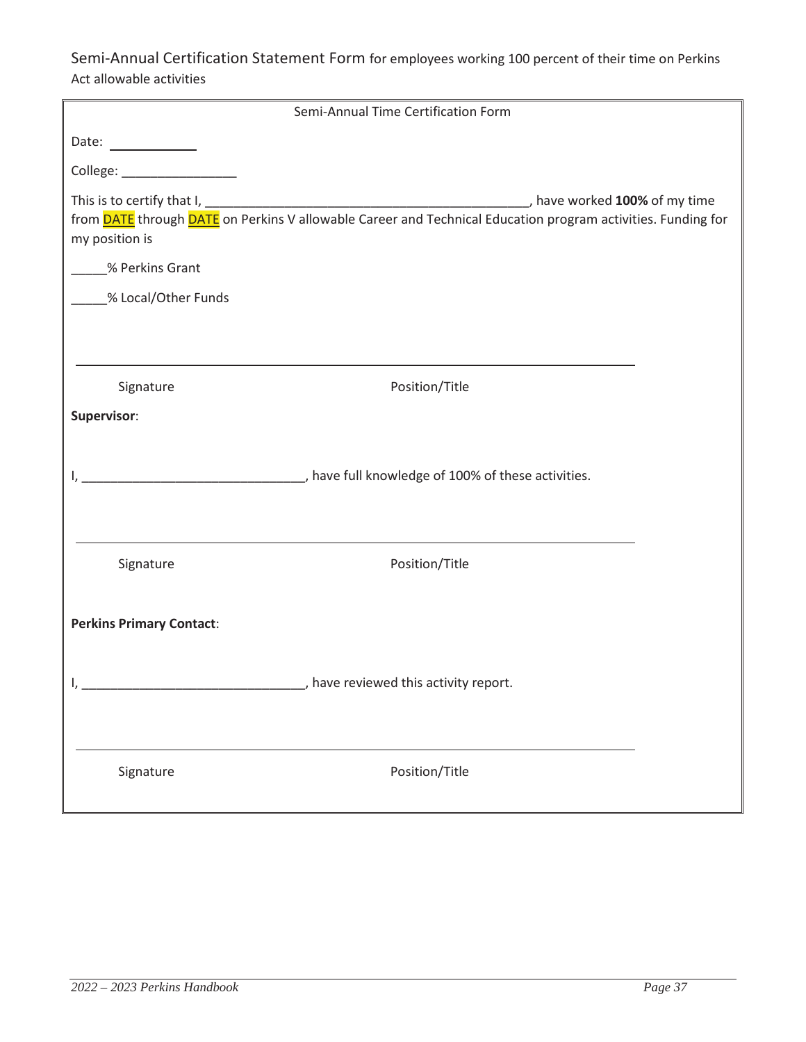Semi-Annual Certification Statement Form for employees working 100 percent of their time on Perkins Act allowable activities

Semi-Annual Time Certification Form

Date: ___________

College: ________________

This is to certify that I, ______________________________________________, have worked **100%** of my time from DATE through DATE on Perkins V allowable Career and Technical Education program activities. Funding for my position is

_____% Perkins Grant

_____% Local/Other Funds

_______________________________________________________________________

Signature Position/Title

**Supervisor**:

I, _______________________________, have full knowledge of 100% of these activities.

_______________________________________________________________________

Signature Position/Title

**Perkins Primary Contact**:

I, _______________________________, have reviewed this activity report.

_______________________________________________________________________

Signature Position/Title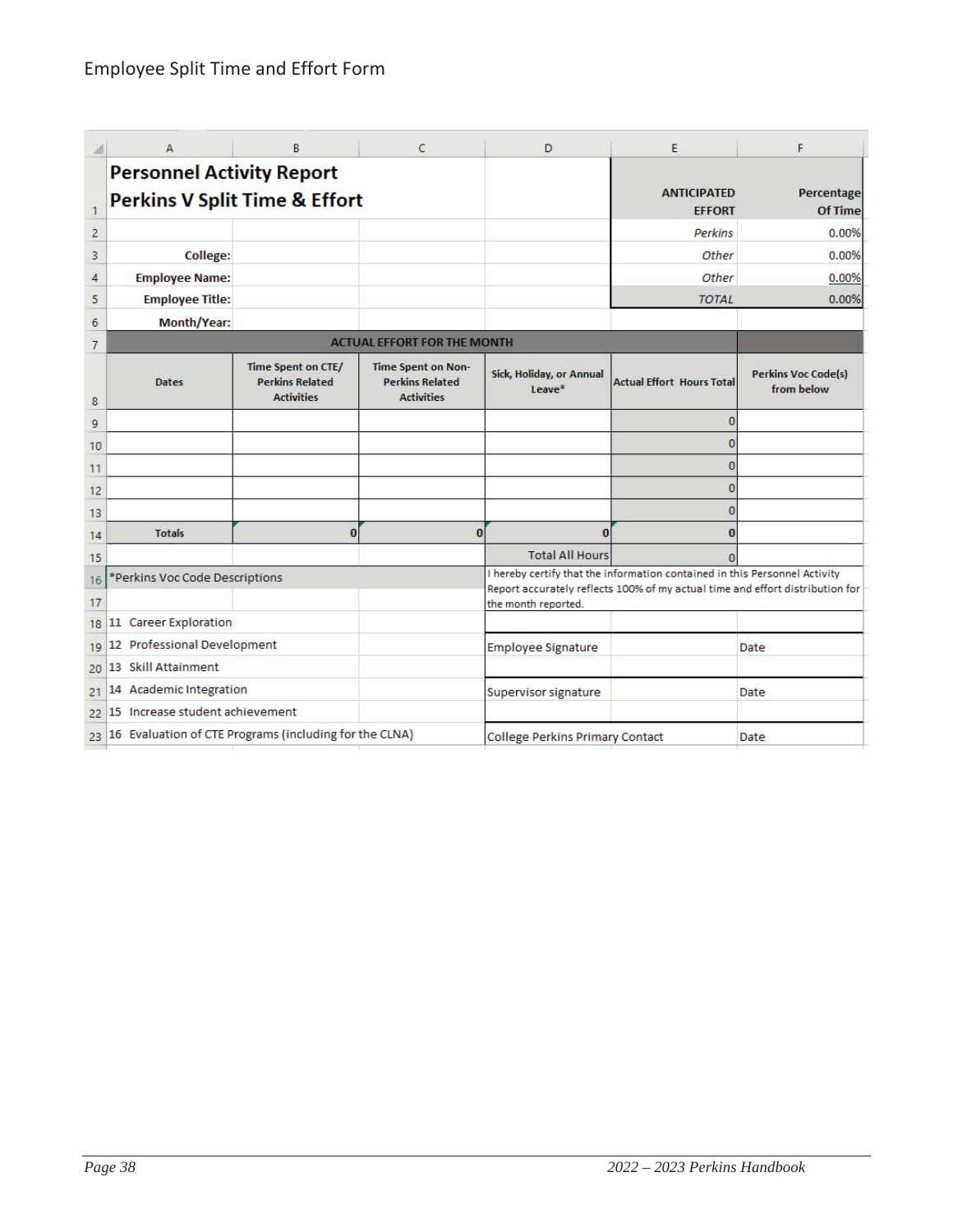# Employee Split Time and Effort Form

## Personnel Activity Report
## Perkins V Split Time & Effort

| | | | | ANTICIPATED EFFORT | Percentage Of Time |
|---|---|---|---|---|---|
| | | | | *Perkins* | 0.00% |
| **College:** | | | | *Other* | 0.00% |
| **Employee Name:** | | | | *Other* | 0.00% |
| **Employee Title:** | | | | *TOTAL* | 0.00% |
| **Month/Year:** | | | | | |

| ACTUAL EFFORT FOR THE MONTH | | | | | |
|---|---|---|---|---|---|
| **Dates** | **Time Spent on CTE/ Perkins Related Activities** | **Time Spent on Non-Perkins Related Activities** | **Sick, Holiday, or Annual Leave*** | **Actual Effort Hours Total** | **Perkins Voc Code(s) from below** |
| | | | | 0 | |
| | | | | 0 | |
| | | | | 0 | |
| | | | | 0 | |
| | | | | 0 | |
| **Totals** | 0 | 0 | 0 | **0** | |
| | | | Total All Hours | 0 | |

*Perkins Voc Code Descriptions

- 11 Career Exploration
- 12 Professional Development
- 13 Skill Attainment
- 14 Academic Integration
- 15 Increase student achievement
- 16 Evaluation of CTE Programs (including for the CLNA)

I hereby certify that the information contained in this Personnel Activity Report accurately reflects 100% of my actual time and effort distribution for the month reported.

| | |
|---|---|
| Employee Signature | Date |
| Supervisor signature | Date |
| College Perkins Primary Contact | Date |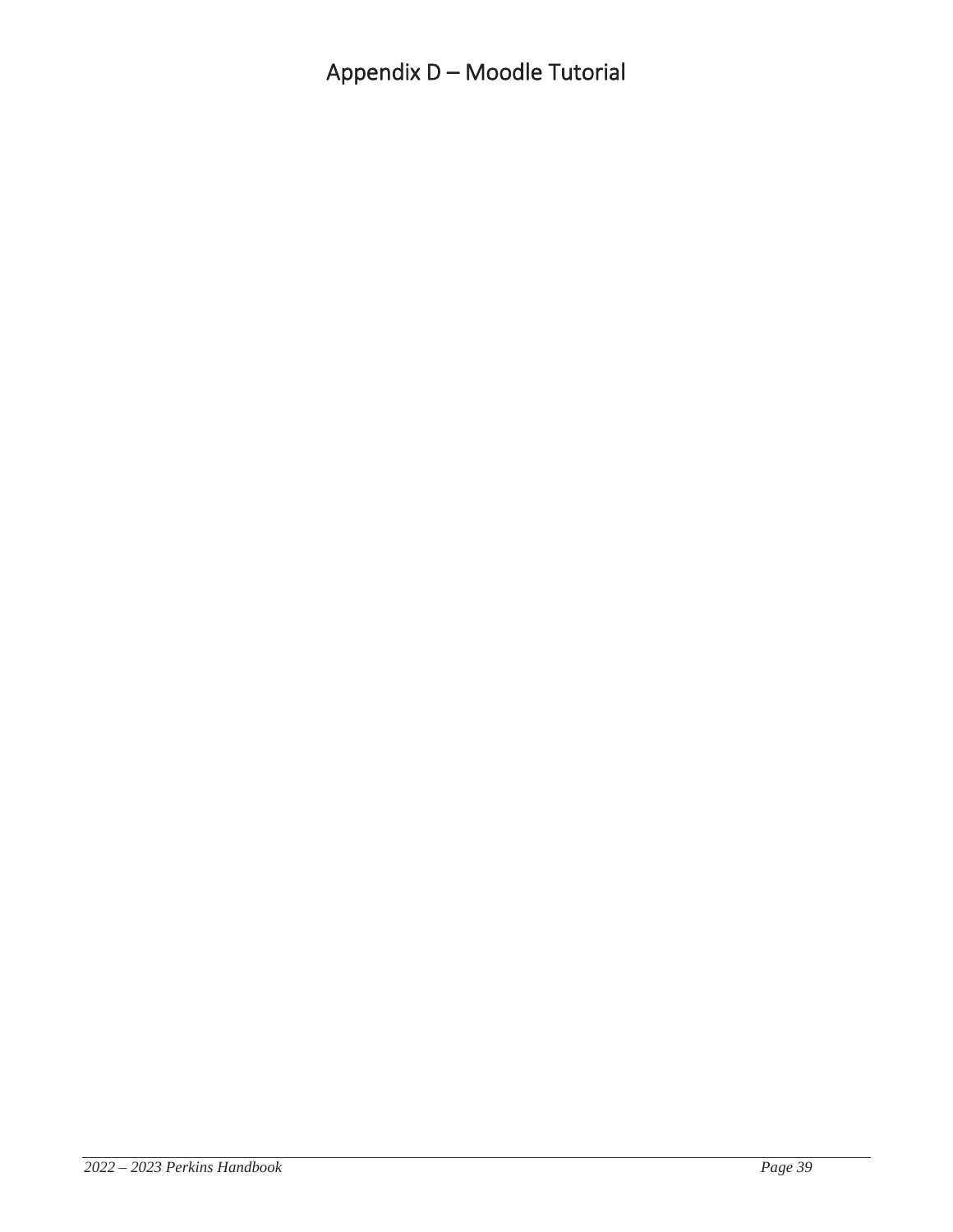# Appendix D – Moodle Tutorial